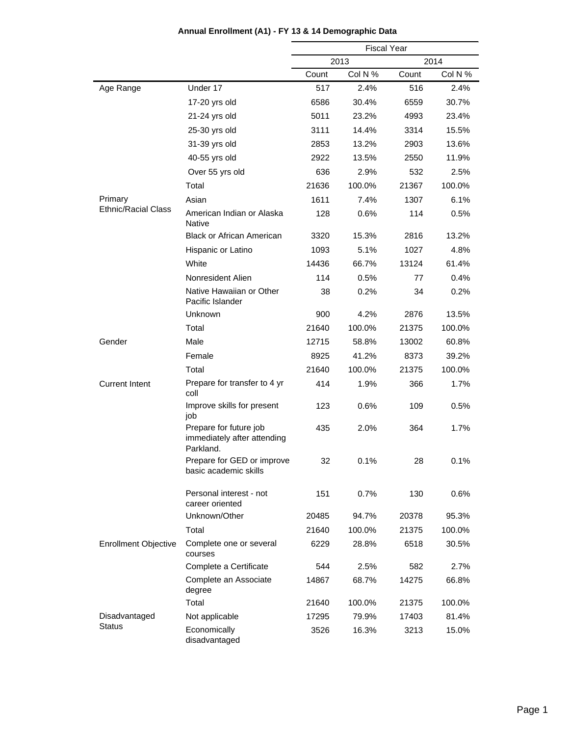**Annual Enrollment (A1) - FY 13 & 14 Demographic Data**

| | | Fiscal Year | | | |
|---|---|---|---|---|---|
| | | 2013 | | 2014 | |
| | | Count | Col N % | Count | Col N % |
| Age Range | Under 17 | 517 | 2.4% | 516 | 2.4% |
| | 17-20 yrs old | 6586 | 30.4% | 6559 | 30.7% |
| | 21-24 yrs old | 5011 | 23.2% | 4993 | 23.4% |
| | 25-30 yrs old | 3111 | 14.4% | 3314 | 15.5% |
| | 31-39 yrs old | 2853 | 13.2% | 2903 | 13.6% |
| | 40-55 yrs old | 2922 | 13.5% | 2550 | 11.9% |
| | Over 55 yrs old | 636 | 2.9% | 532 | 2.5% |
| | Total | 21636 | 100.0% | 21367 | 100.0% |
| Primary Ethnic/Racial Class | Asian | 1611 | 7.4% | 1307 | 6.1% |
| | American Indian or Alaska Native | 128 | 0.6% | 114 | 0.5% |
| | Black or African American | 3320 | 15.3% | 2816 | 13.2% |
| | Hispanic or Latino | 1093 | 5.1% | 1027 | 4.8% |
| | White | 14436 | 66.7% | 13124 | 61.4% |
| | Nonresident Alien | 114 | 0.5% | 77 | 0.4% |
| | Native Hawaiian or Other Pacific Islander | 38 | 0.2% | 34 | 0.2% |
| | Unknown | 900 | 4.2% | 2876 | 13.5% |
| | Total | 21640 | 100.0% | 21375 | 100.0% |
| Gender | Male | 12715 | 58.8% | 13002 | 60.8% |
| | Female | 8925 | 41.2% | 8373 | 39.2% |
| | Total | 21640 | 100.0% | 21375 | 100.0% |
| Current Intent | Prepare for transfer to 4 yr coll | 414 | 1.9% | 366 | 1.7% |
| | Improve skills for present job | 123 | 0.6% | 109 | 0.5% |
| | Prepare for future job immediately after attending Parkland. | 435 | 2.0% | 364 | 1.7% |
| | Prepare for GED or improve basic academic skills | 32 | 0.1% | 28 | 0.1% |
| | Personal interest - not career oriented | 151 | 0.7% | 130 | 0.6% |
| | Unknown/Other | 20485 | 94.7% | 20378 | 95.3% |
| | Total | 21640 | 100.0% | 21375 | 100.0% |
| Enrollment Objective | Complete one or several courses | 6229 | 28.8% | 6518 | 30.5% |
| | Complete a Certificate | 544 | 2.5% | 582 | 2.7% |
| | Complete an Associate degree | 14867 | 68.7% | 14275 | 66.8% |
| | Total | 21640 | 100.0% | 21375 | 100.0% |
| Disadvantaged Status | Not applicable | 17295 | 79.9% | 17403 | 81.4% |
| | Economically disadvantaged | 3526 | 16.3% | 3213 | 15.0% |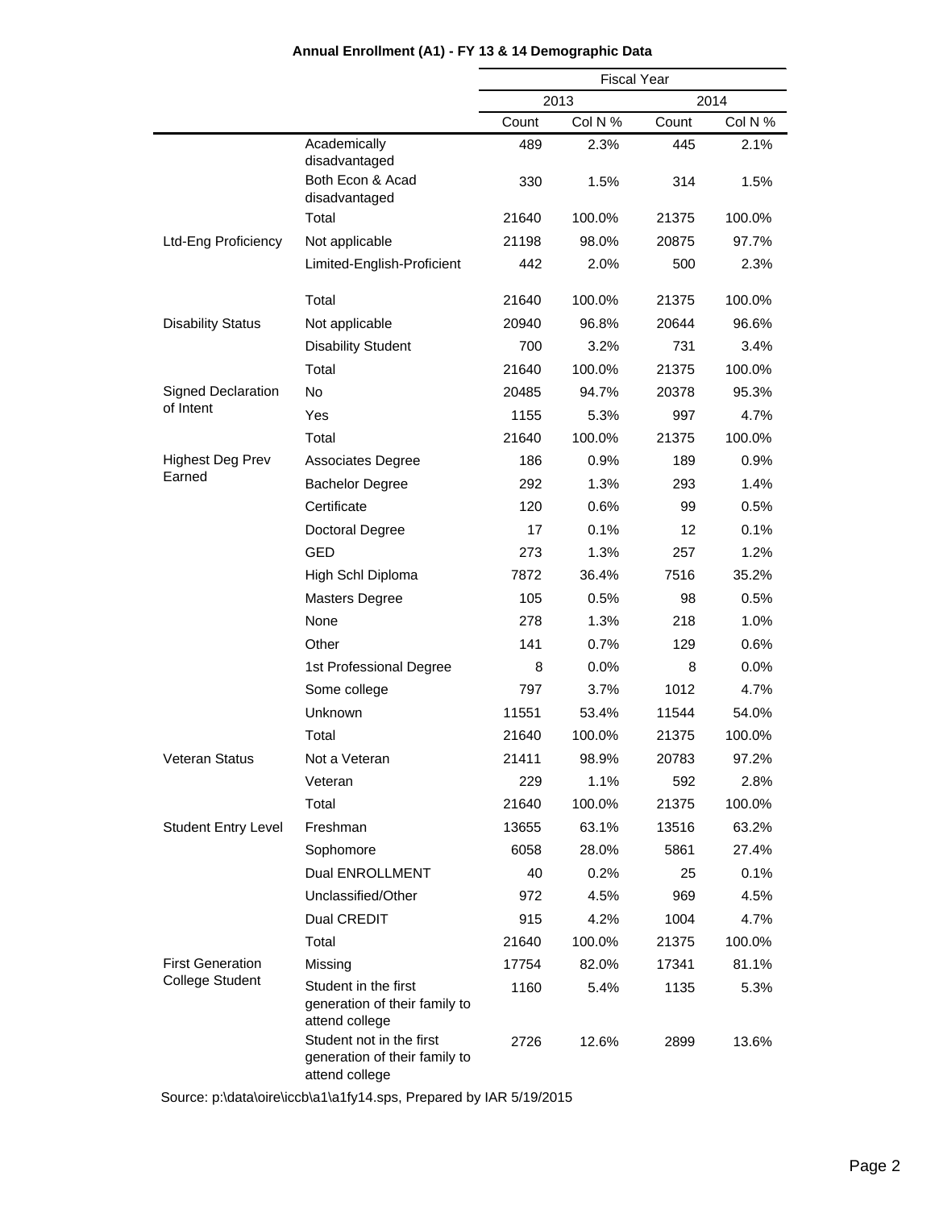**Annual Enrollment (A1) - FY 13 & 14 Demographic Data**

| | | Fiscal Year | | | |
|---|---|---|---|---|---|
| | | 2013 | | 2014 | |
| | | Count | Col N % | Count | Col N % |
| | Academically disadvantaged | 489 | 2.3% | 445 | 2.1% |
| | Both Econ & Acad disadvantaged | 330 | 1.5% | 314 | 1.5% |
| | Total | 21640 | 100.0% | 21375 | 100.0% |
| Ltd-Eng Proficiency | Not applicable | 21198 | 98.0% | 20875 | 97.7% |
| | Limited-English-Proficient | 442 | 2.0% | 500 | 2.3% |
| | Total | 21640 | 100.0% | 21375 | 100.0% |
| Disability Status | Not applicable | 20940 | 96.8% | 20644 | 96.6% |
| | Disability Student | 700 | 3.2% | 731 | 3.4% |
| | Total | 21640 | 100.0% | 21375 | 100.0% |
| Signed Declaration of Intent | No | 20485 | 94.7% | 20378 | 95.3% |
| | Yes | 1155 | 5.3% | 997 | 4.7% |
| | Total | 21640 | 100.0% | 21375 | 100.0% |
| Highest Deg Prev Earned | Associates Degree | 186 | 0.9% | 189 | 0.9% |
| | Bachelor Degree | 292 | 1.3% | 293 | 1.4% |
| | Certificate | 120 | 0.6% | 99 | 0.5% |
| | Doctoral Degree | 17 | 0.1% | 12 | 0.1% |
| | GED | 273 | 1.3% | 257 | 1.2% |
| | High Schl Diploma | 7872 | 36.4% | 7516 | 35.2% |
| | Masters Degree | 105 | 0.5% | 98 | 0.5% |
| | None | 278 | 1.3% | 218 | 1.0% |
| | Other | 141 | 0.7% | 129 | 0.6% |
| | 1st Professional Degree | 8 | 0.0% | 8 | 0.0% |
| | Some college | 797 | 3.7% | 1012 | 4.7% |
| | Unknown | 11551 | 53.4% | 11544 | 54.0% |
| | Total | 21640 | 100.0% | 21375 | 100.0% |
| Veteran Status | Not a Veteran | 21411 | 98.9% | 20783 | 97.2% |
| | Veteran | 229 | 1.1% | 592 | 2.8% |
| | Total | 21640 | 100.0% | 21375 | 100.0% |
| Student Entry Level | Freshman | 13655 | 63.1% | 13516 | 63.2% |
| | Sophomore | 6058 | 28.0% | 5861 | 27.4% |
| | Dual ENROLLMENT | 40 | 0.2% | 25 | 0.1% |
| | Unclassified/Other | 972 | 4.5% | 969 | 4.5% |
| | Dual CREDIT | 915 | 4.2% | 1004 | 4.7% |
| | Total | 21640 | 100.0% | 21375 | 100.0% |
| First Generation College Student | Missing | 17754 | 82.0% | 17341 | 81.1% |
| | Student in the first generation of their family to attend college | 1160 | 5.4% | 1135 | 5.3% |
| | Student not in the first generation of their family to attend college | 2726 | 12.6% | 2899 | 13.6% |

Source: p:\data\oire\iccb\a1\a1fy14.sps, Prepared by IAR 5/19/2015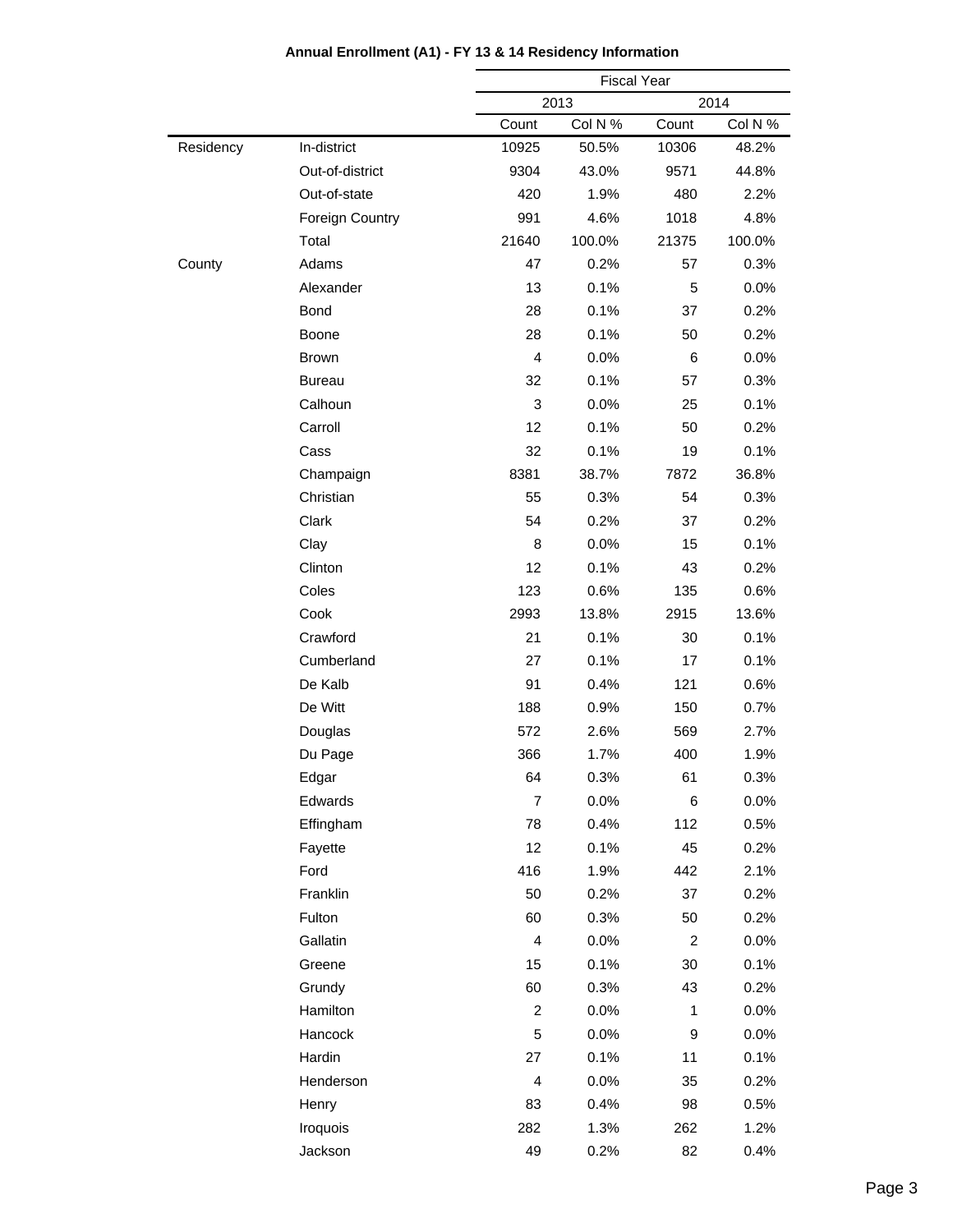**Annual Enrollment (A1) - FY 13 & 14 Residency Information**

| | | Fiscal Year | | | |
|---|---|---|---|---|---|
| | | 2013 | | 2014 | |
| | | Count | Col N % | Count | Col N % |
| Residency | In-district | 10925 | 50.5% | 10306 | 48.2% |
| | Out-of-district | 9304 | 43.0% | 9571 | 44.8% |
| | Out-of-state | 420 | 1.9% | 480 | 2.2% |
| | Foreign Country | 991 | 4.6% | 1018 | 4.8% |
| | Total | 21640 | 100.0% | 21375 | 100.0% |
| County | Adams | 47 | 0.2% | 57 | 0.3% |
| | Alexander | 13 | 0.1% | 5 | 0.0% |
| | Bond | 28 | 0.1% | 37 | 0.2% |
| | Boone | 28 | 0.1% | 50 | 0.2% |
| | Brown | 4 | 0.0% | 6 | 0.0% |
| | Bureau | 32 | 0.1% | 57 | 0.3% |
| | Calhoun | 3 | 0.0% | 25 | 0.1% |
| | Carroll | 12 | 0.1% | 50 | 0.2% |
| | Cass | 32 | 0.1% | 19 | 0.1% |
| | Champaign | 8381 | 38.7% | 7872 | 36.8% |
| | Christian | 55 | 0.3% | 54 | 0.3% |
| | Clark | 54 | 0.2% | 37 | 0.2% |
| | Clay | 8 | 0.0% | 15 | 0.1% |
| | Clinton | 12 | 0.1% | 43 | 0.2% |
| | Coles | 123 | 0.6% | 135 | 0.6% |
| | Cook | 2993 | 13.8% | 2915 | 13.6% |
| | Crawford | 21 | 0.1% | 30 | 0.1% |
| | Cumberland | 27 | 0.1% | 17 | 0.1% |
| | De Kalb | 91 | 0.4% | 121 | 0.6% |
| | De Witt | 188 | 0.9% | 150 | 0.7% |
| | Douglas | 572 | 2.6% | 569 | 2.7% |
| | Du Page | 366 | 1.7% | 400 | 1.9% |
| | Edgar | 64 | 0.3% | 61 | 0.3% |
| | Edwards | 7 | 0.0% | 6 | 0.0% |
| | Effingham | 78 | 0.4% | 112 | 0.5% |
| | Fayette | 12 | 0.1% | 45 | 0.2% |
| | Ford | 416 | 1.9% | 442 | 2.1% |
| | Franklin | 50 | 0.2% | 37 | 0.2% |
| | Fulton | 60 | 0.3% | 50 | 0.2% |
| | Gallatin | 4 | 0.0% | 2 | 0.0% |
| | Greene | 15 | 0.1% | 30 | 0.1% |
| | Grundy | 60 | 0.3% | 43 | 0.2% |
| | Hamilton | 2 | 0.0% | 1 | 0.0% |
| | Hancock | 5 | 0.0% | 9 | 0.0% |
| | Hardin | 27 | 0.1% | 11 | 0.1% |
| | Henderson | 4 | 0.0% | 35 | 0.2% |
| | Henry | 83 | 0.4% | 98 | 0.5% |
| | Iroquois | 282 | 1.3% | 262 | 1.2% |
| | Jackson | 49 | 0.2% | 82 | 0.4% |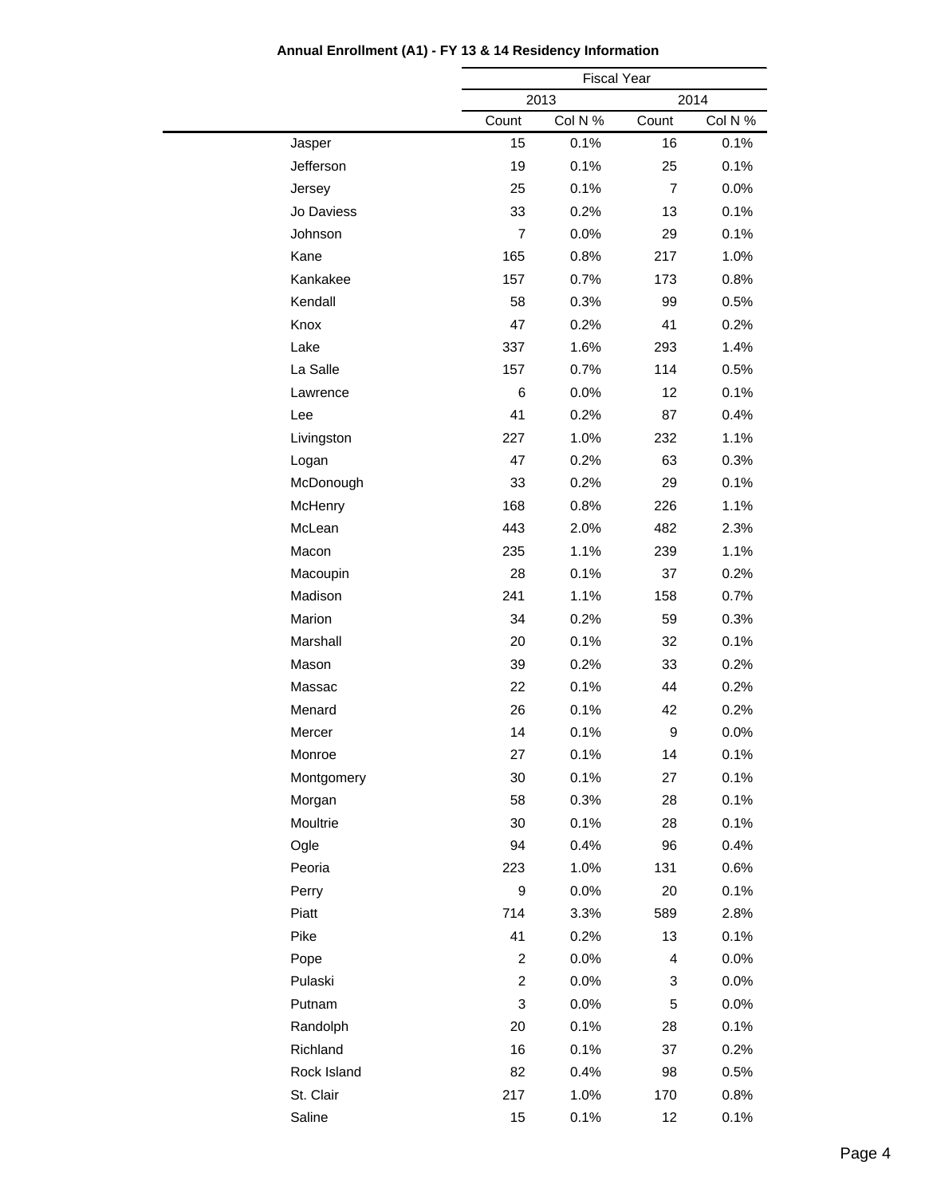**Annual Enrollment (A1) - FY 13 & 14 Residency Information**

| | Fiscal Year | | | |
|---|---|---|---|---|
| | 2013 | | 2014 | |
| | Count | Col N % | Count | Col N % |
| Jasper | 15 | 0.1% | 16 | 0.1% |
| Jefferson | 19 | 0.1% | 25 | 0.1% |
| Jersey | 25 | 0.1% | 7 | 0.0% |
| Jo Daviess | 33 | 0.2% | 13 | 0.1% |
| Johnson | 7 | 0.0% | 29 | 0.1% |
| Kane | 165 | 0.8% | 217 | 1.0% |
| Kankakee | 157 | 0.7% | 173 | 0.8% |
| Kendall | 58 | 0.3% | 99 | 0.5% |
| Knox | 47 | 0.2% | 41 | 0.2% |
| Lake | 337 | 1.6% | 293 | 1.4% |
| La Salle | 157 | 0.7% | 114 | 0.5% |
| Lawrence | 6 | 0.0% | 12 | 0.1% |
| Lee | 41 | 0.2% | 87 | 0.4% |
| Livingston | 227 | 1.0% | 232 | 1.1% |
| Logan | 47 | 0.2% | 63 | 0.3% |
| McDonough | 33 | 0.2% | 29 | 0.1% |
| McHenry | 168 | 0.8% | 226 | 1.1% |
| McLean | 443 | 2.0% | 482 | 2.3% |
| Macon | 235 | 1.1% | 239 | 1.1% |
| Macoupin | 28 | 0.1% | 37 | 0.2% |
| Madison | 241 | 1.1% | 158 | 0.7% |
| Marion | 34 | 0.2% | 59 | 0.3% |
| Marshall | 20 | 0.1% | 32 | 0.1% |
| Mason | 39 | 0.2% | 33 | 0.2% |
| Massac | 22 | 0.1% | 44 | 0.2% |
| Menard | 26 | 0.1% | 42 | 0.2% |
| Mercer | 14 | 0.1% | 9 | 0.0% |
| Monroe | 27 | 0.1% | 14 | 0.1% |
| Montgomery | 30 | 0.1% | 27 | 0.1% |
| Morgan | 58 | 0.3% | 28 | 0.1% |
| Moultrie | 30 | 0.1% | 28 | 0.1% |
| Ogle | 94 | 0.4% | 96 | 0.4% |
| Peoria | 223 | 1.0% | 131 | 0.6% |
| Perry | 9 | 0.0% | 20 | 0.1% |
| Piatt | 714 | 3.3% | 589 | 2.8% |
| Pike | 41 | 0.2% | 13 | 0.1% |
| Pope | 2 | 0.0% | 4 | 0.0% |
| Pulaski | 2 | 0.0% | 3 | 0.0% |
| Putnam | 3 | 0.0% | 5 | 0.0% |
| Randolph | 20 | 0.1% | 28 | 0.1% |
| Richland | 16 | 0.1% | 37 | 0.2% |
| Rock Island | 82 | 0.4% | 98 | 0.5% |
| St. Clair | 217 | 1.0% | 170 | 0.8% |
| Saline | 15 | 0.1% | 12 | 0.1% |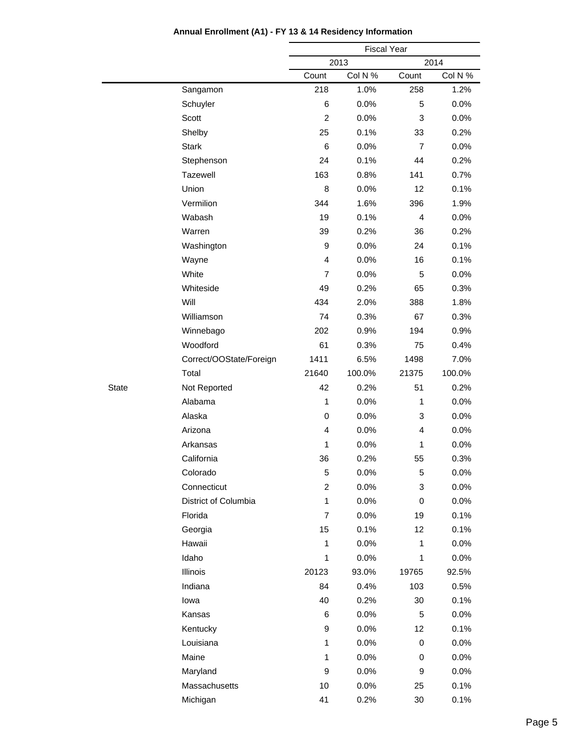**Annual Enrollment (A1) - FY 13 & 14 Residency Information**

| | | Fiscal Year | | | |
|---|---|---|---|---|---|
| | | 2013 | | 2014 | |
| | | Count | Col N % | Count | Col N % |
| | Sangamon | 218 | 1.0% | 258 | 1.2% |
| | Schuyler | 6 | 0.0% | 5 | 0.0% |
| | Scott | 2 | 0.0% | 3 | 0.0% |
| | Shelby | 25 | 0.1% | 33 | 0.2% |
| | Stark | 6 | 0.0% | 7 | 0.0% |
| | Stephenson | 24 | 0.1% | 44 | 0.2% |
| | Tazewell | 163 | 0.8% | 141 | 0.7% |
| | Union | 8 | 0.0% | 12 | 0.1% |
| | Vermilion | 344 | 1.6% | 396 | 1.9% |
| | Wabash | 19 | 0.1% | 4 | 0.0% |
| | Warren | 39 | 0.2% | 36 | 0.2% |
| | Washington | 9 | 0.0% | 24 | 0.1% |
| | Wayne | 4 | 0.0% | 16 | 0.1% |
| | White | 7 | 0.0% | 5 | 0.0% |
| | Whiteside | 49 | 0.2% | 65 | 0.3% |
| | Will | 434 | 2.0% | 388 | 1.8% |
| | Williamson | 74 | 0.3% | 67 | 0.3% |
| | Winnebago | 202 | 0.9% | 194 | 0.9% |
| | Woodford | 61 | 0.3% | 75 | 0.4% |
| | Correct/OOState/Foreign | 1411 | 6.5% | 1498 | 7.0% |
| | Total | 21640 | 100.0% | 21375 | 100.0% |
| State | Not Reported | 42 | 0.2% | 51 | 0.2% |
| | Alabama | 1 | 0.0% | 1 | 0.0% |
| | Alaska | 0 | 0.0% | 3 | 0.0% |
| | Arizona | 4 | 0.0% | 4 | 0.0% |
| | Arkansas | 1 | 0.0% | 1 | 0.0% |
| | California | 36 | 0.2% | 55 | 0.3% |
| | Colorado | 5 | 0.0% | 5 | 0.0% |
| | Connecticut | 2 | 0.0% | 3 | 0.0% |
| | District of Columbia | 1 | 0.0% | 0 | 0.0% |
| | Florida | 7 | 0.0% | 19 | 0.1% |
| | Georgia | 15 | 0.1% | 12 | 0.1% |
| | Hawaii | 1 | 0.0% | 1 | 0.0% |
| | Idaho | 1 | 0.0% | 1 | 0.0% |
| | Illinois | 20123 | 93.0% | 19765 | 92.5% |
| | Indiana | 84 | 0.4% | 103 | 0.5% |
| | Iowa | 40 | 0.2% | 30 | 0.1% |
| | Kansas | 6 | 0.0% | 5 | 0.0% |
| | Kentucky | 9 | 0.0% | 12 | 0.1% |
| | Louisiana | 1 | 0.0% | 0 | 0.0% |
| | Maine | 1 | 0.0% | 0 | 0.0% |
| | Maryland | 9 | 0.0% | 9 | 0.0% |
| | Massachusetts | 10 | 0.0% | 25 | 0.1% |
| | Michigan | 41 | 0.2% | 30 | 0.1% |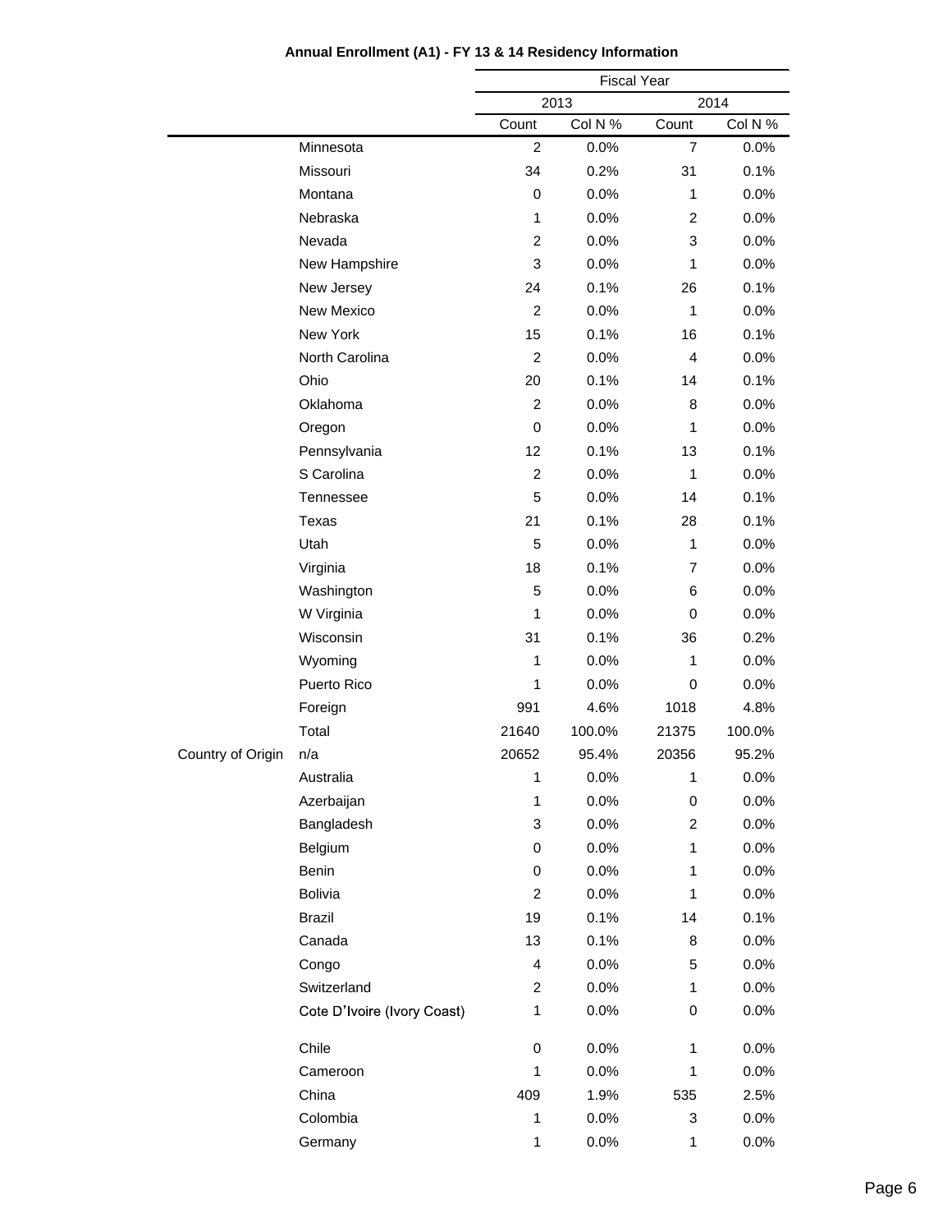**Annual Enrollment (A1) - FY 13 & 14 Residency Information**

| | | Fiscal Year | | | |
|---|---|---|---|---|---|
| | | 2013 | | 2014 | |
| | | Count | Col N % | Count | Col N % |
| | Minnesota | 2 | 0.0% | 7 | 0.0% |
| | Missouri | 34 | 0.2% | 31 | 0.1% |
| | Montana | 0 | 0.0% | 1 | 0.0% |
| | Nebraska | 1 | 0.0% | 2 | 0.0% |
| | Nevada | 2 | 0.0% | 3 | 0.0% |
| | New Hampshire | 3 | 0.0% | 1 | 0.0% |
| | New Jersey | 24 | 0.1% | 26 | 0.1% |
| | New Mexico | 2 | 0.0% | 1 | 0.0% |
| | New York | 15 | 0.1% | 16 | 0.1% |
| | North Carolina | 2 | 0.0% | 4 | 0.0% |
| | Ohio | 20 | 0.1% | 14 | 0.1% |
| | Oklahoma | 2 | 0.0% | 8 | 0.0% |
| | Oregon | 0 | 0.0% | 1 | 0.0% |
| | Pennsylvania | 12 | 0.1% | 13 | 0.1% |
| | S Carolina | 2 | 0.0% | 1 | 0.0% |
| | Tennessee | 5 | 0.0% | 14 | 0.1% |
| | Texas | 21 | 0.1% | 28 | 0.1% |
| | Utah | 5 | 0.0% | 1 | 0.0% |
| | Virginia | 18 | 0.1% | 7 | 0.0% |
| | Washington | 5 | 0.0% | 6 | 0.0% |
| | W Virginia | 1 | 0.0% | 0 | 0.0% |
| | Wisconsin | 31 | 0.1% | 36 | 0.2% |
| | Wyoming | 1 | 0.0% | 1 | 0.0% |
| | Puerto Rico | 1 | 0.0% | 0 | 0.0% |
| | Foreign | 991 | 4.6% | 1018 | 4.8% |
| | Total | 21640 | 100.0% | 21375 | 100.0% |
| Country of Origin | n/a | 20652 | 95.4% | 20356 | 95.2% |
| | Australia | 1 | 0.0% | 1 | 0.0% |
| | Azerbaijan | 1 | 0.0% | 0 | 0.0% |
| | Bangladesh | 3 | 0.0% | 2 | 0.0% |
| | Belgium | 0 | 0.0% | 1 | 0.0% |
| | Benin | 0 | 0.0% | 1 | 0.0% |
| | Bolivia | 2 | 0.0% | 1 | 0.0% |
| | Brazil | 19 | 0.1% | 14 | 0.1% |
| | Canada | 13 | 0.1% | 8 | 0.0% |
| | Congo | 4 | 0.0% | 5 | 0.0% |
| | Switzerland | 2 | 0.0% | 1 | 0.0% |
| | Cote D'Ivoire (Ivory Coast) | 1 | 0.0% | 0 | 0.0% |
| | Chile | 0 | 0.0% | 1 | 0.0% |
| | Cameroon | 1 | 0.0% | 1 | 0.0% |
| | China | 409 | 1.9% | 535 | 2.5% |
| | Colombia | 1 | 0.0% | 3 | 0.0% |
| | Germany | 1 | 0.0% | 1 | 0.0% |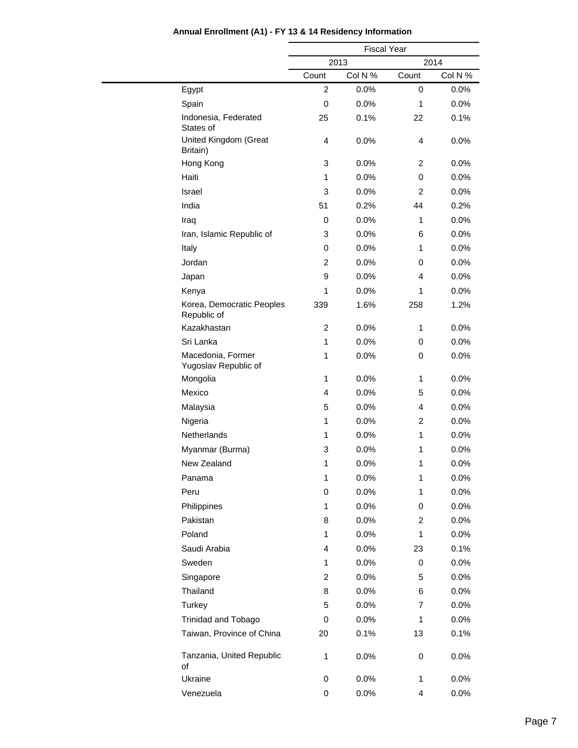**Annual Enrollment (A1) - FY 13 & 14 Residency Information**

| | Fiscal Year | | | |
|---|---|---|---|---|
| | 2013 | | 2014 | |
| | Count | Col N % | Count | Col N % |
| Egypt | 2 | 0.0% | 0 | 0.0% |
| Spain | 0 | 0.0% | 1 | 0.0% |
| Indonesia, Federated States of | 25 | 0.1% | 22 | 0.1% |
| United Kingdom (Great Britain) | 4 | 0.0% | 4 | 0.0% |
| Hong Kong | 3 | 0.0% | 2 | 0.0% |
| Haiti | 1 | 0.0% | 0 | 0.0% |
| Israel | 3 | 0.0% | 2 | 0.0% |
| India | 51 | 0.2% | 44 | 0.2% |
| Iraq | 0 | 0.0% | 1 | 0.0% |
| Iran, Islamic Republic of | 3 | 0.0% | 6 | 0.0% |
| Italy | 0 | 0.0% | 1 | 0.0% |
| Jordan | 2 | 0.0% | 0 | 0.0% |
| Japan | 9 | 0.0% | 4 | 0.0% |
| Kenya | 1 | 0.0% | 1 | 0.0% |
| Korea, Democratic Peoples Republic of | 339 | 1.6% | 258 | 1.2% |
| Kazakhastan | 2 | 0.0% | 1 | 0.0% |
| Sri Lanka | 1 | 0.0% | 0 | 0.0% |
| Macedonia, Former Yugoslav Republic of | 1 | 0.0% | 0 | 0.0% |
| Mongolia | 1 | 0.0% | 1 | 0.0% |
| Mexico | 4 | 0.0% | 5 | 0.0% |
| Malaysia | 5 | 0.0% | 4 | 0.0% |
| Nigeria | 1 | 0.0% | 2 | 0.0% |
| Netherlands | 1 | 0.0% | 1 | 0.0% |
| Myanmar (Burma) | 3 | 0.0% | 1 | 0.0% |
| New Zealand | 1 | 0.0% | 1 | 0.0% |
| Panama | 1 | 0.0% | 1 | 0.0% |
| Peru | 0 | 0.0% | 1 | 0.0% |
| Philippines | 1 | 0.0% | 0 | 0.0% |
| Pakistan | 8 | 0.0% | 2 | 0.0% |
| Poland | 1 | 0.0% | 1 | 0.0% |
| Saudi Arabia | 4 | 0.0% | 23 | 0.1% |
| Sweden | 1 | 0.0% | 0 | 0.0% |
| Singapore | 2 | 0.0% | 5 | 0.0% |
| Thailand | 8 | 0.0% | 6 | 0.0% |
| Turkey | 5 | 0.0% | 7 | 0.0% |
| Trinidad and Tobago | 0 | 0.0% | 1 | 0.0% |
| Taiwan, Province of China | 20 | 0.1% | 13 | 0.1% |
| Tanzania, United Republic of | 1 | 0.0% | 0 | 0.0% |
| Ukraine | 0 | 0.0% | 1 | 0.0% |
| Venezuela | 0 | 0.0% | 4 | 0.0% |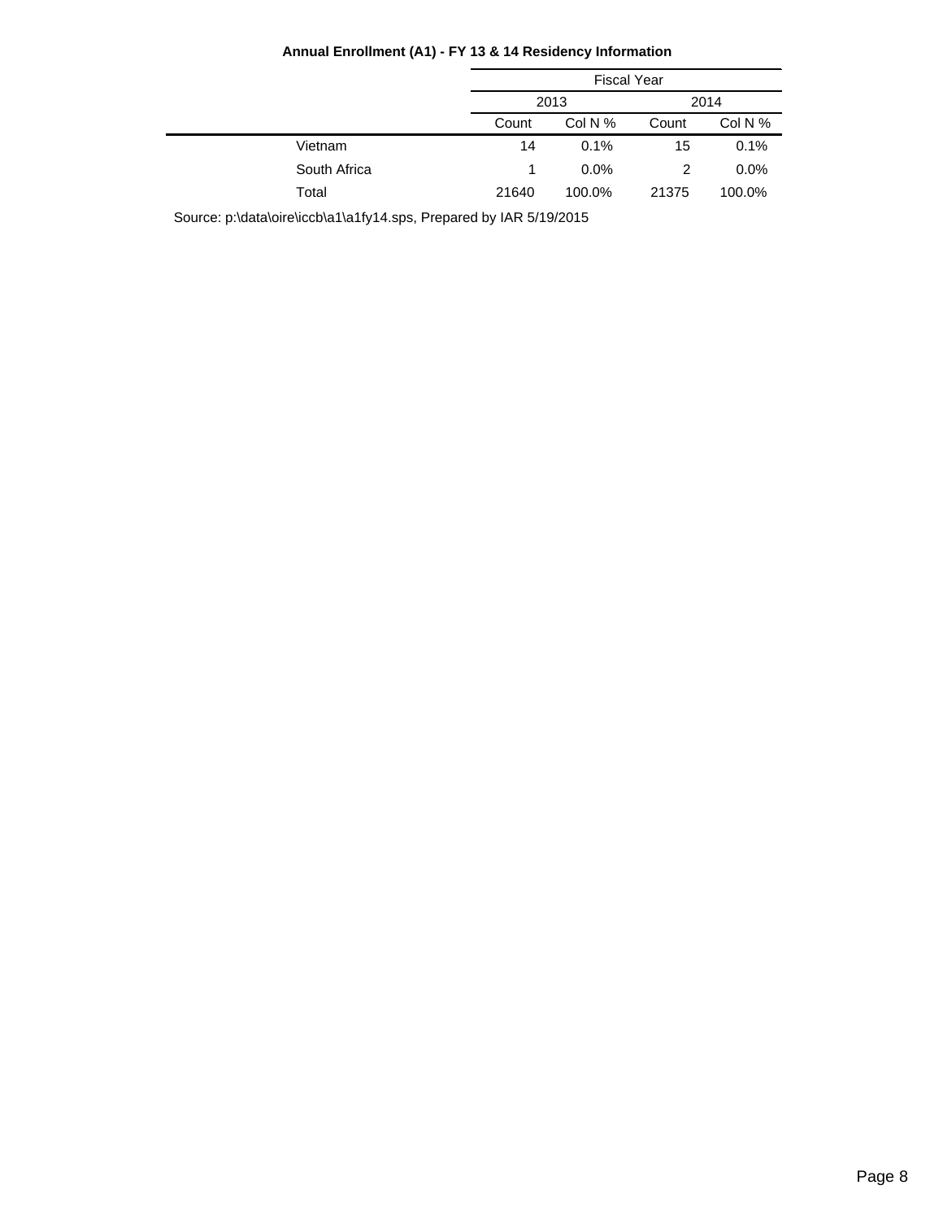**Annual Enrollment (A1) - FY 13 & 14 Residency Information**

| | Fiscal Year | | | |
|---|---|---|---|---|
| | 2013 | | 2014 | |
| | Count | Col N % | Count | Col N % |
| Vietnam | 14 | 0.1% | 15 | 0.1% |
| South Africa | 1 | 0.0% | 2 | 0.0% |
| Total | 21640 | 100.0% | 21375 | 100.0% |

Source: p:\data\oire\iccb\a1\a1fy14.sps, Prepared by IAR 5/19/2015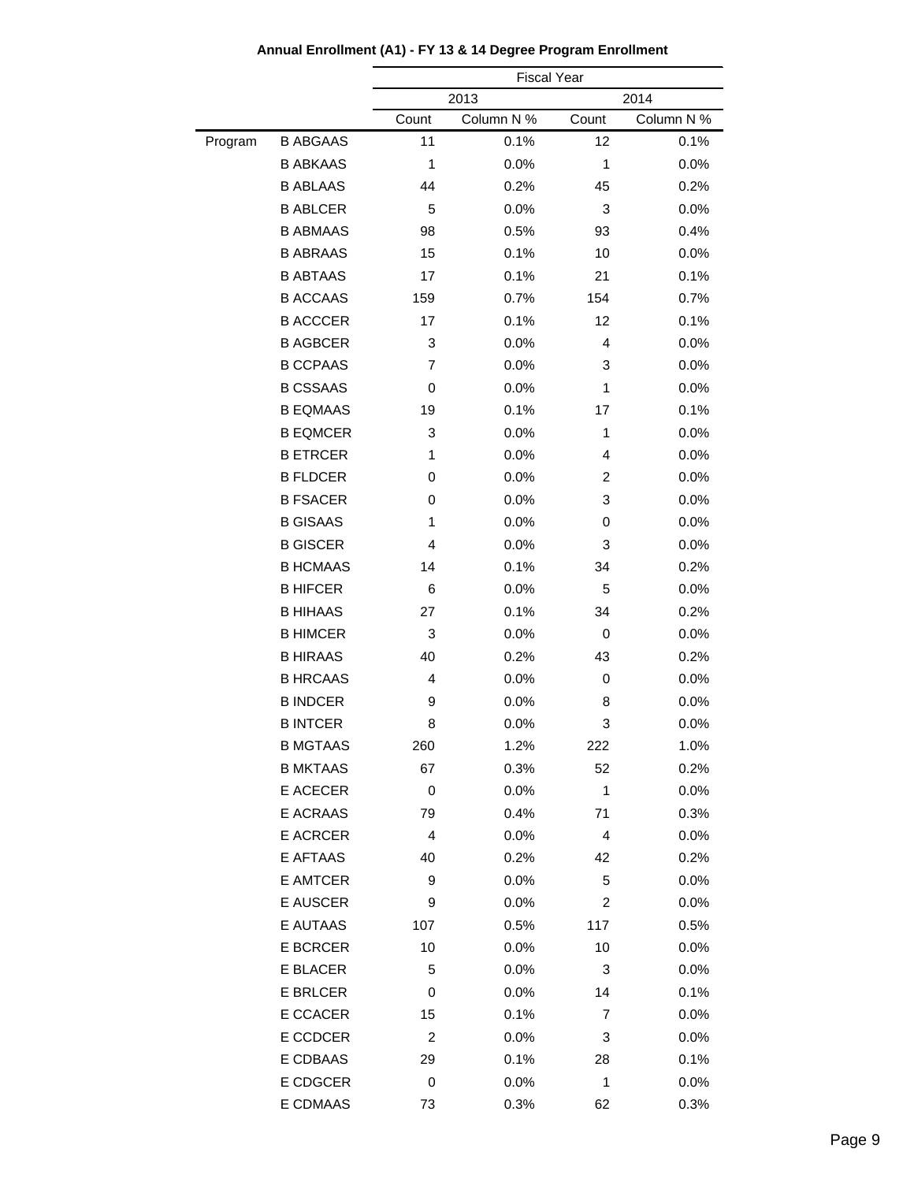**Annual Enrollment (A1) - FY 13 & 14 Degree Program Enrollment**

| | | Fiscal Year | | | |
|---|---|---|---|---|---|
| | | 2013 | | 2014 | |
| | | Count | Column N % | Count | Column N % |
| Program | B ABGAAS | 11 | 0.1% | 12 | 0.1% |
| | B ABKAAS | 1 | 0.0% | 1 | 0.0% |
| | B ABLAAS | 44 | 0.2% | 45 | 0.2% |
| | B ABLCER | 5 | 0.0% | 3 | 0.0% |
| | B ABMAAS | 98 | 0.5% | 93 | 0.4% |
| | B ABRAAS | 15 | 0.1% | 10 | 0.0% |
| | B ABTAAS | 17 | 0.1% | 21 | 0.1% |
| | B ACCAAS | 159 | 0.7% | 154 | 0.7% |
| | B ACCCER | 17 | 0.1% | 12 | 0.1% |
| | B AGBCER | 3 | 0.0% | 4 | 0.0% |
| | B CCPAAS | 7 | 0.0% | 3 | 0.0% |
| | B CSSAAS | 0 | 0.0% | 1 | 0.0% |
| | B EQMAAS | 19 | 0.1% | 17 | 0.1% |
| | B EQMCER | 3 | 0.0% | 1 | 0.0% |
| | B ETRCER | 1 | 0.0% | 4 | 0.0% |
| | B FLDCER | 0 | 0.0% | 2 | 0.0% |
| | B FSACER | 0 | 0.0% | 3 | 0.0% |
| | B GISAAS | 1 | 0.0% | 0 | 0.0% |
| | B GISCER | 4 | 0.0% | 3 | 0.0% |
| | B HCMAAS | 14 | 0.1% | 34 | 0.2% |
| | B HIFCER | 6 | 0.0% | 5 | 0.0% |
| | B HIHAAS | 27 | 0.1% | 34 | 0.2% |
| | B HIMCER | 3 | 0.0% | 0 | 0.0% |
| | B HIRAAS | 40 | 0.2% | 43 | 0.2% |
| | B HRCAAS | 4 | 0.0% | 0 | 0.0% |
| | B INDCER | 9 | 0.0% | 8 | 0.0% |
| | B INTCER | 8 | 0.0% | 3 | 0.0% |
| | B MGTAAS | 260 | 1.2% | 222 | 1.0% |
| | B MKTAAS | 67 | 0.3% | 52 | 0.2% |
| | E ACECER | 0 | 0.0% | 1 | 0.0% |
| | E ACRAAS | 79 | 0.4% | 71 | 0.3% |
| | E ACRCER | 4 | 0.0% | 4 | 0.0% |
| | E AFTAAS | 40 | 0.2% | 42 | 0.2% |
| | E AMTCER | 9 | 0.0% | 5 | 0.0% |
| | E AUSCER | 9 | 0.0% | 2 | 0.0% |
| | E AUTAAS | 107 | 0.5% | 117 | 0.5% |
| | E BCRCER | 10 | 0.0% | 10 | 0.0% |
| | E BLACER | 5 | 0.0% | 3 | 0.0% |
| | E BRLCER | 0 | 0.0% | 14 | 0.1% |
| | E CCACER | 15 | 0.1% | 7 | 0.0% |
| | E CCDCER | 2 | 0.0% | 3 | 0.0% |
| | E CDBAAS | 29 | 0.1% | 28 | 0.1% |
| | E CDGCER | 0 | 0.0% | 1 | 0.0% |
| | E CDMAAS | 73 | 0.3% | 62 | 0.3% |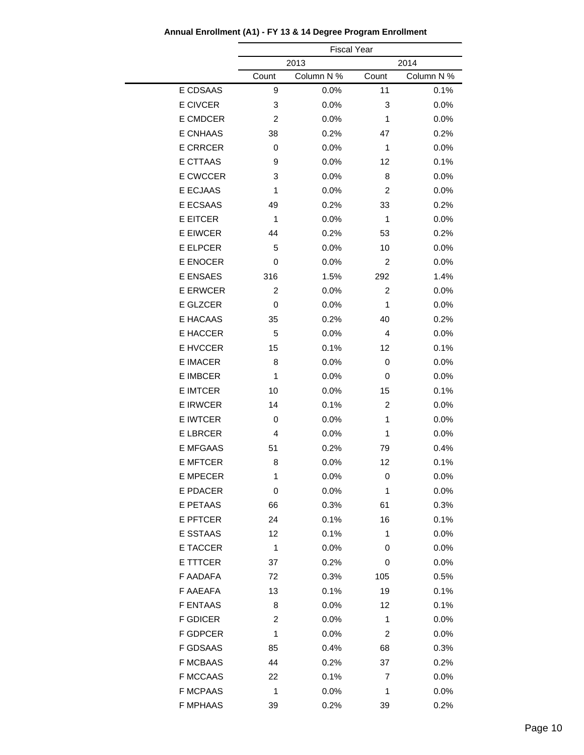**Annual Enrollment (A1) - FY 13 & 14 Degree Program Enrollment**

| | Fiscal Year | | | |
|---|---|---|---|---|
| | 2013 | | 2014 | |
| | Count | Column N % | Count | Column N % |
| E CDSAAS | 9 | 0.0% | 11 | 0.1% |
| E CIVCER | 3 | 0.0% | 3 | 0.0% |
| E CMDCER | 2 | 0.0% | 1 | 0.0% |
| E CNHAAS | 38 | 0.2% | 47 | 0.2% |
| E CRRCER | 0 | 0.0% | 1 | 0.0% |
| E CTTAAS | 9 | 0.0% | 12 | 0.1% |
| E CWCCER | 3 | 0.0% | 8 | 0.0% |
| E ECJAAS | 1 | 0.0% | 2 | 0.0% |
| E ECSAAS | 49 | 0.2% | 33 | 0.2% |
| E EITCER | 1 | 0.0% | 1 | 0.0% |
| E EIWCER | 44 | 0.2% | 53 | 0.2% |
| E ELPCER | 5 | 0.0% | 10 | 0.0% |
| E ENOCER | 0 | 0.0% | 2 | 0.0% |
| E ENSAES | 316 | 1.5% | 292 | 1.4% |
| E ERWCER | 2 | 0.0% | 2 | 0.0% |
| E GLZCER | 0 | 0.0% | 1 | 0.0% |
| E HACAAS | 35 | 0.2% | 40 | 0.2% |
| E HACCER | 5 | 0.0% | 4 | 0.0% |
| E HVCCER | 15 | 0.1% | 12 | 0.1% |
| E IMACER | 8 | 0.0% | 0 | 0.0% |
| E IMBCER | 1 | 0.0% | 0 | 0.0% |
| E IMTCER | 10 | 0.0% | 15 | 0.1% |
| E IRWCER | 14 | 0.1% | 2 | 0.0% |
| E IWTCER | 0 | 0.0% | 1 | 0.0% |
| E LBRCER | 4 | 0.0% | 1 | 0.0% |
| E MFGAAS | 51 | 0.2% | 79 | 0.4% |
| E MFTCER | 8 | 0.0% | 12 | 0.1% |
| E MPECER | 1 | 0.0% | 0 | 0.0% |
| E PDACER | 0 | 0.0% | 1 | 0.0% |
| E PETAAS | 66 | 0.3% | 61 | 0.3% |
| E PFTCER | 24 | 0.1% | 16 | 0.1% |
| E SSTAAS | 12 | 0.1% | 1 | 0.0% |
| E TACCER | 1 | 0.0% | 0 | 0.0% |
| E TTTCER | 37 | 0.2% | 0 | 0.0% |
| F AADAFA | 72 | 0.3% | 105 | 0.5% |
| F AAEAFA | 13 | 0.1% | 19 | 0.1% |
| F ENTAAS | 8 | 0.0% | 12 | 0.1% |
| F GDICER | 2 | 0.0% | 1 | 0.0% |
| F GDPCER | 1 | 0.0% | 2 | 0.0% |
| F GDSAAS | 85 | 0.4% | 68 | 0.3% |
| F MCBAAS | 44 | 0.2% | 37 | 0.2% |
| F MCCAAS | 22 | 0.1% | 7 | 0.0% |
| F MCPAAS | 1 | 0.0% | 1 | 0.0% |
| F MPHAAS | 39 | 0.2% | 39 | 0.2% |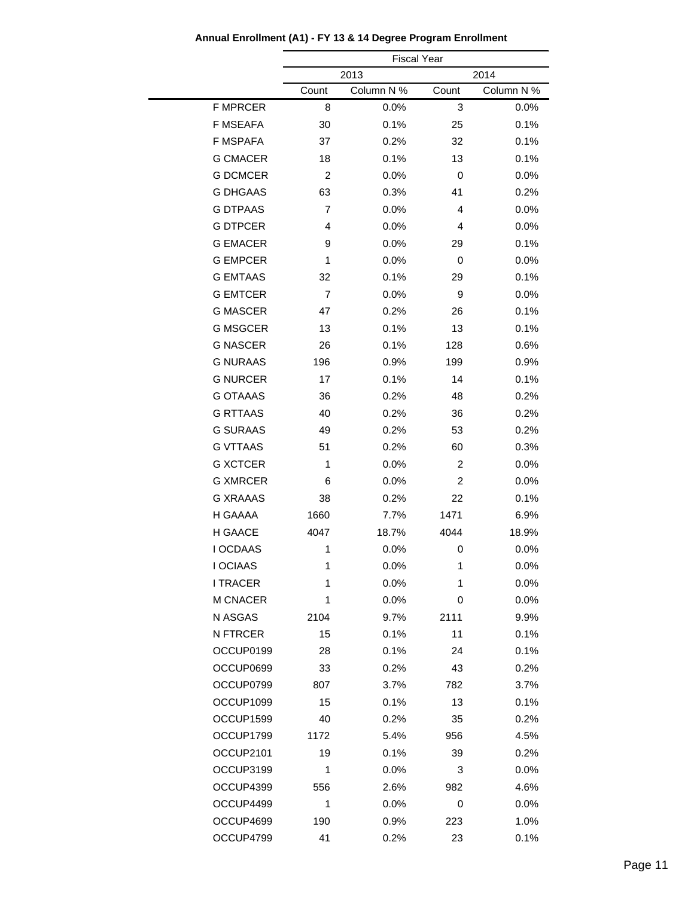**Annual Enrollment (A1) - FY 13 & 14 Degree Program Enrollment**

| | Fiscal Year | | | |
|---|---|---|---|---|
| | 2013 | | 2014 | |
| | Count | Column N % | Count | Column N % |
| F MPRCER | 8 | 0.0% | 3 | 0.0% |
| F MSEAFA | 30 | 0.1% | 25 | 0.1% |
| F MSPAFA | 37 | 0.2% | 32 | 0.1% |
| G CMACER | 18 | 0.1% | 13 | 0.1% |
| G DCMCER | 2 | 0.0% | 0 | 0.0% |
| G DHGAAS | 63 | 0.3% | 41 | 0.2% |
| G DTPAAS | 7 | 0.0% | 4 | 0.0% |
| G DTPCER | 4 | 0.0% | 4 | 0.0% |
| G EMACER | 9 | 0.0% | 29 | 0.1% |
| G EMPCER | 1 | 0.0% | 0 | 0.0% |
| G EMTAAS | 32 | 0.1% | 29 | 0.1% |
| G EMTCER | 7 | 0.0% | 9 | 0.0% |
| G MASCER | 47 | 0.2% | 26 | 0.1% |
| G MSGCER | 13 | 0.1% | 13 | 0.1% |
| G NASCER | 26 | 0.1% | 128 | 0.6% |
| G NURAAS | 196 | 0.9% | 199 | 0.9% |
| G NURCER | 17 | 0.1% | 14 | 0.1% |
| G OTAAAS | 36 | 0.2% | 48 | 0.2% |
| G RTTAAS | 40 | 0.2% | 36 | 0.2% |
| G SURAAS | 49 | 0.2% | 53 | 0.2% |
| G VTTAAS | 51 | 0.2% | 60 | 0.3% |
| G XCTCER | 1 | 0.0% | 2 | 0.0% |
| G XMRCER | 6 | 0.0% | 2 | 0.0% |
| G XRAAAS | 38 | 0.2% | 22 | 0.1% |
| H GAAAA | 1660 | 7.7% | 1471 | 6.9% |
| H GAACE | 4047 | 18.7% | 4044 | 18.9% |
| I OCDAAS | 1 | 0.0% | 0 | 0.0% |
| I OCIAAS | 1 | 0.0% | 1 | 0.0% |
| I TRACER | 1 | 0.0% | 1 | 0.0% |
| M CNACER | 1 | 0.0% | 0 | 0.0% |
| N ASGAS | 2104 | 9.7% | 2111 | 9.9% |
| N FTRCER | 15 | 0.1% | 11 | 0.1% |
| OCCUP0199 | 28 | 0.1% | 24 | 0.1% |
| OCCUP0699 | 33 | 0.2% | 43 | 0.2% |
| OCCUP0799 | 807 | 3.7% | 782 | 3.7% |
| OCCUP1099 | 15 | 0.1% | 13 | 0.1% |
| OCCUP1599 | 40 | 0.2% | 35 | 0.2% |
| OCCUP1799 | 1172 | 5.4% | 956 | 4.5% |
| OCCUP2101 | 19 | 0.1% | 39 | 0.2% |
| OCCUP3199 | 1 | 0.0% | 3 | 0.0% |
| OCCUP4399 | 556 | 2.6% | 982 | 4.6% |
| OCCUP4499 | 1 | 0.0% | 0 | 0.0% |
| OCCUP4699 | 190 | 0.9% | 223 | 1.0% |
| OCCUP4799 | 41 | 0.2% | 23 | 0.1% |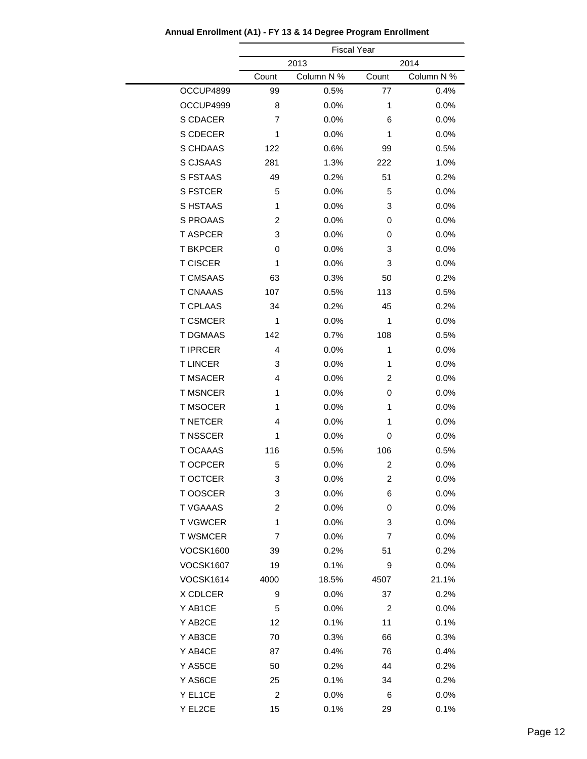**Annual Enrollment (A1) - FY 13 & 14 Degree Program Enrollment**

| | Fiscal Year | | | |
|---|---|---|---|---|
| | 2013 | | 2014 | |
| | Count | Column N % | Count | Column N % |
| OCCUP4899 | 99 | 0.5% | 77 | 0.4% |
| OCCUP4999 | 8 | 0.0% | 1 | 0.0% |
| S CDACER | 7 | 0.0% | 6 | 0.0% |
| S CDECER | 1 | 0.0% | 1 | 0.0% |
| S CHDAAS | 122 | 0.6% | 99 | 0.5% |
| S CJSAAS | 281 | 1.3% | 222 | 1.0% |
| S FSTAAS | 49 | 0.2% | 51 | 0.2% |
| S FSTCER | 5 | 0.0% | 5 | 0.0% |
| S HSTAAS | 1 | 0.0% | 3 | 0.0% |
| S PROAAS | 2 | 0.0% | 0 | 0.0% |
| T ASPCER | 3 | 0.0% | 0 | 0.0% |
| T BKPCER | 0 | 0.0% | 3 | 0.0% |
| T CISCER | 1 | 0.0% | 3 | 0.0% |
| T CMSAAS | 63 | 0.3% | 50 | 0.2% |
| T CNAAAS | 107 | 0.5% | 113 | 0.5% |
| T CPLAAS | 34 | 0.2% | 45 | 0.2% |
| T CSMCER | 1 | 0.0% | 1 | 0.0% |
| T DGMAAS | 142 | 0.7% | 108 | 0.5% |
| T IPRCER | 4 | 0.0% | 1 | 0.0% |
| T LINCER | 3 | 0.0% | 1 | 0.0% |
| T MSACER | 4 | 0.0% | 2 | 0.0% |
| T MSNCER | 1 | 0.0% | 0 | 0.0% |
| T MSOCER | 1 | 0.0% | 1 | 0.0% |
| T NETCER | 4 | 0.0% | 1 | 0.0% |
| T NSSCER | 1 | 0.0% | 0 | 0.0% |
| T OCAAAS | 116 | 0.5% | 106 | 0.5% |
| T OCPCER | 5 | 0.0% | 2 | 0.0% |
| T OCTCER | 3 | 0.0% | 2 | 0.0% |
| T OOSCER | 3 | 0.0% | 6 | 0.0% |
| T VGAAAS | 2 | 0.0% | 0 | 0.0% |
| T VGWCER | 1 | 0.0% | 3 | 0.0% |
| T WSMCER | 7 | 0.0% | 7 | 0.0% |
| VOCSK1600 | 39 | 0.2% | 51 | 0.2% |
| VOCSK1607 | 19 | 0.1% | 9 | 0.0% |
| VOCSK1614 | 4000 | 18.5% | 4507 | 21.1% |
| X CDLCER | 9 | 0.0% | 37 | 0.2% |
| Y AB1CE | 5 | 0.0% | 2 | 0.0% |
| Y AB2CE | 12 | 0.1% | 11 | 0.1% |
| Y AB3CE | 70 | 0.3% | 66 | 0.3% |
| Y AB4CE | 87 | 0.4% | 76 | 0.4% |
| Y AS5CE | 50 | 0.2% | 44 | 0.2% |
| Y AS6CE | 25 | 0.1% | 34 | 0.2% |
| Y EL1CE | 2 | 0.0% | 6 | 0.0% |
| Y EL2CE | 15 | 0.1% | 29 | 0.1% |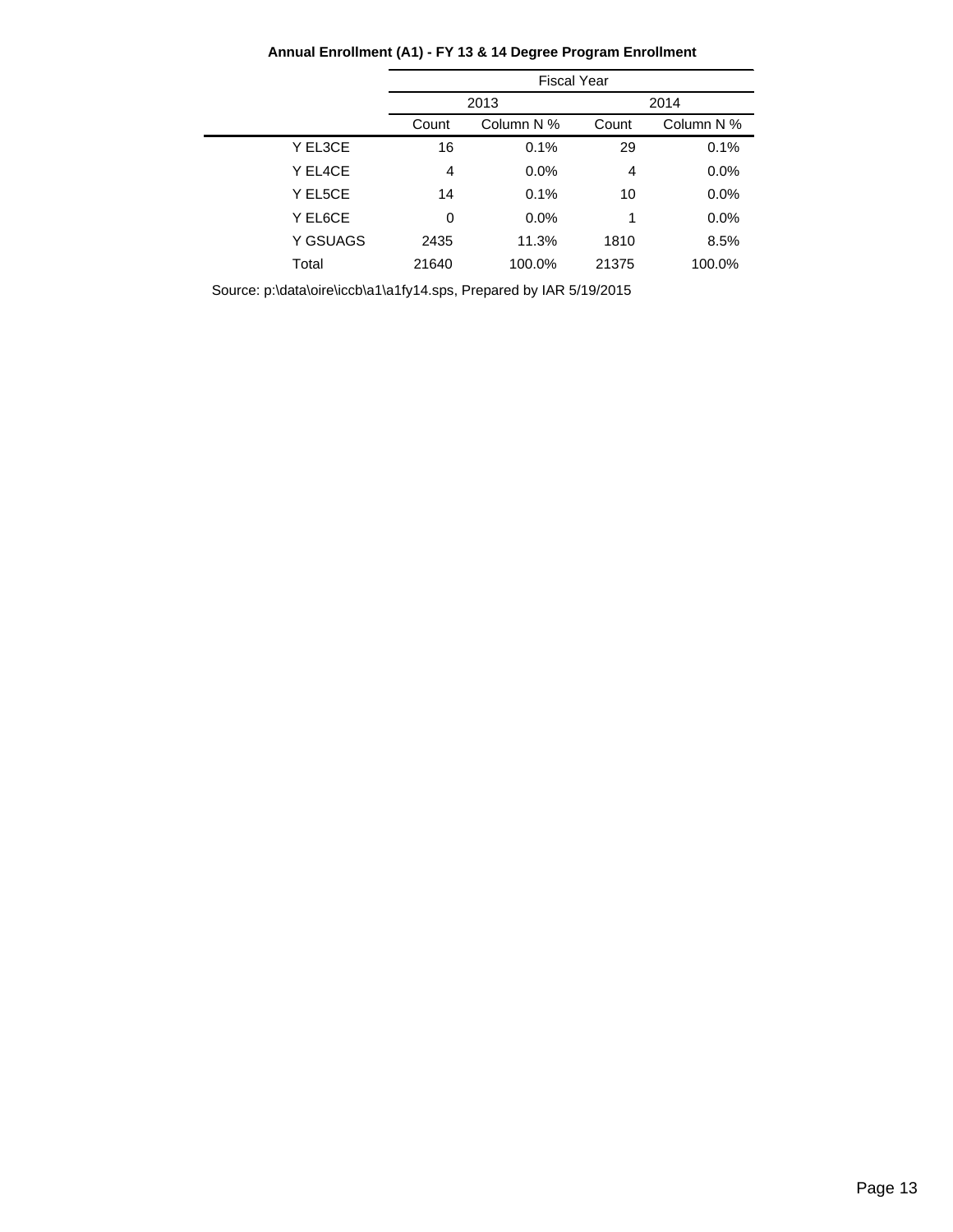**Annual Enrollment (A1) - FY 13 & 14 Degree Program Enrollment**

| | Fiscal Year | | | |
|---|---|---|---|---|
| | 2013 | | 2014 | |
| | Count | Column N % | Count | Column N % |
| Y EL3CE | 16 | 0.1% | 29 | 0.1% |
| Y EL4CE | 4 | 0.0% | 4 | 0.0% |
| Y EL5CE | 14 | 0.1% | 10 | 0.0% |
| Y EL6CE | 0 | 0.0% | 1 | 0.0% |
| Y GSUAGS | 2435 | 11.3% | 1810 | 8.5% |
| Total | 21640 | 100.0% | 21375 | 100.0% |

Source: p:\data\oire\iccb\a1\a1fy14.sps, Prepared by IAR 5/19/2015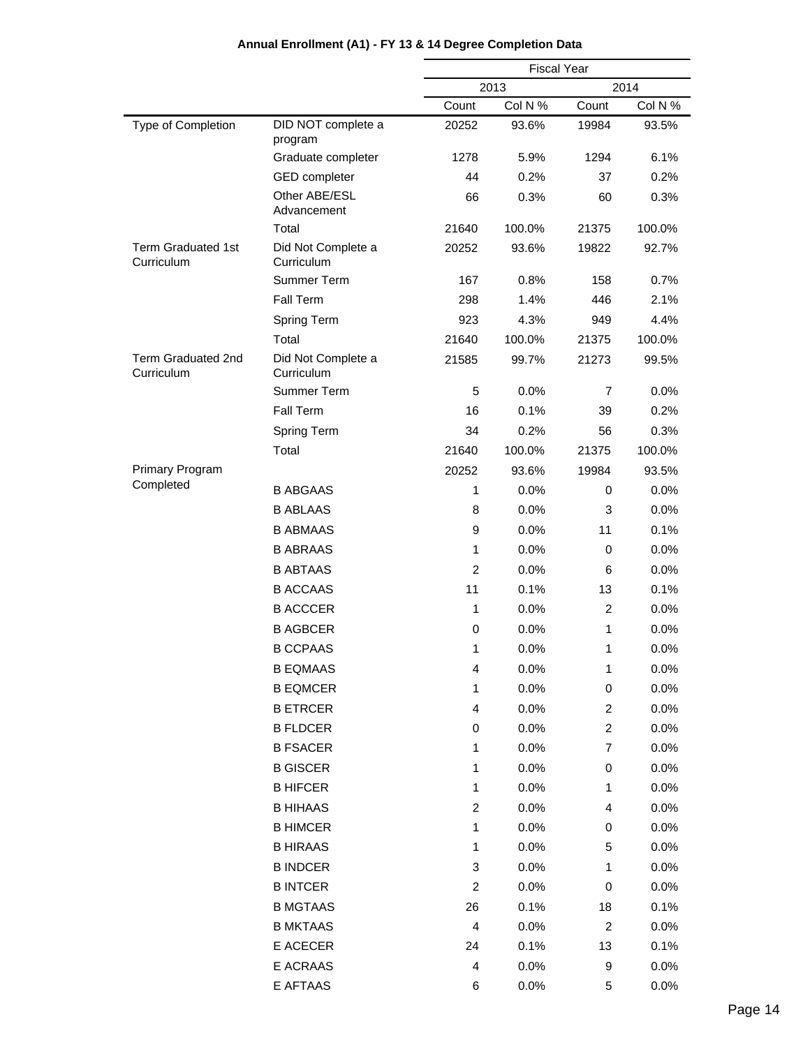**Annual Enrollment (A1) - FY 13 & 14 Degree Completion Data**

| | | Fiscal Year | | | |
|---|---|---|---|---|---|
| | | 2013 | | 2014 | |
| | | Count | Col N % | Count | Col N % |
| Type of Completion | DID NOT complete a program | 20252 | 93.6% | 19984 | 93.5% |
| | Graduate completer | 1278 | 5.9% | 1294 | 6.1% |
| | GED completer | 44 | 0.2% | 37 | 0.2% |
| | Other ABE/ESL Advancement | 66 | 0.3% | 60 | 0.3% |
| | Total | 21640 | 100.0% | 21375 | 100.0% |
| Term Graduated 1st Curriculum | Did Not Complete a Curriculum | 20252 | 93.6% | 19822 | 92.7% |
| | Summer Term | 167 | 0.8% | 158 | 0.7% |
| | Fall Term | 298 | 1.4% | 446 | 2.1% |
| | Spring Term | 923 | 4.3% | 949 | 4.4% |
| | Total | 21640 | 100.0% | 21375 | 100.0% |
| Term Graduated 2nd Curriculum | Did Not Complete a Curriculum | 21585 | 99.7% | 21273 | 99.5% |
| | Summer Term | 5 | 0.0% | 7 | 0.0% |
| | Fall Term | 16 | 0.1% | 39 | 0.2% |
| | Spring Term | 34 | 0.2% | 56 | 0.3% |
| | Total | 21640 | 100.0% | 21375 | 100.0% |
| Primary Program Completed | | 20252 | 93.6% | 19984 | 93.5% |
| | B ABGAAS | 1 | 0.0% | 0 | 0.0% |
| | B ABLAAS | 8 | 0.0% | 3 | 0.0% |
| | B ABMAAS | 9 | 0.0% | 11 | 0.1% |
| | B ABRAAS | 1 | 0.0% | 0 | 0.0% |
| | B ABTAAS | 2 | 0.0% | 6 | 0.0% |
| | B ACCAAS | 11 | 0.1% | 13 | 0.1% |
| | B ACCCER | 1 | 0.0% | 2 | 0.0% |
| | B AGBCER | 0 | 0.0% | 1 | 0.0% |
| | B CCPAAS | 1 | 0.0% | 1 | 0.0% |
| | B EQMAAS | 4 | 0.0% | 1 | 0.0% |
| | B EQMCER | 1 | 0.0% | 0 | 0.0% |
| | B ETRCER | 4 | 0.0% | 2 | 0.0% |
| | B FLDCER | 0 | 0.0% | 2 | 0.0% |
| | B FSACER | 1 | 0.0% | 7 | 0.0% |
| | B GISCER | 1 | 0.0% | 0 | 0.0% |
| | B HIFCER | 1 | 0.0% | 1 | 0.0% |
| | B HIHAAS | 2 | 0.0% | 4 | 0.0% |
| | B HIMCER | 1 | 0.0% | 0 | 0.0% |
| | B HIRAAS | 1 | 0.0% | 5 | 0.0% |
| | B INDCER | 3 | 0.0% | 1 | 0.0% |
| | B INTCER | 2 | 0.0% | 0 | 0.0% |
| | B MGTAAS | 26 | 0.1% | 18 | 0.1% |
| | B MKTAAS | 4 | 0.0% | 2 | 0.0% |
| | E ACECER | 24 | 0.1% | 13 | 0.1% |
| | E ACRAAS | 4 | 0.0% | 9 | 0.0% |
| | E AFTAAS | 6 | 0.0% | 5 | 0.0% |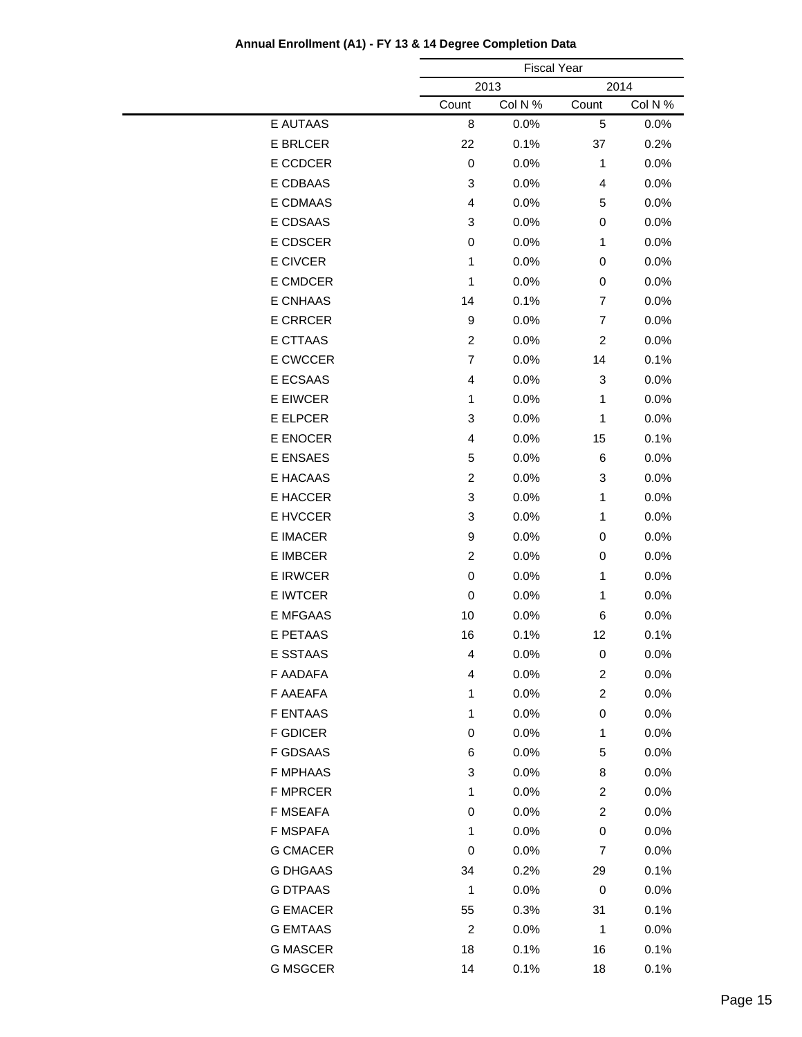**Annual Enrollment (A1) - FY 13 & 14 Degree Completion Data**

| | Fiscal Year | | | |
|---|---|---|---|---|
| | 2013 | | 2014 | |
| | Count | Col N % | Count | Col N % |
| E AUTAAS | 8 | 0.0% | 5 | 0.0% |
| E BRLCER | 22 | 0.1% | 37 | 0.2% |
| E CCDCER | 0 | 0.0% | 1 | 0.0% |
| E CDBAAS | 3 | 0.0% | 4 | 0.0% |
| E CDMAAS | 4 | 0.0% | 5 | 0.0% |
| E CDSAAS | 3 | 0.0% | 0 | 0.0% |
| E CDSCER | 0 | 0.0% | 1 | 0.0% |
| E CIVCER | 1 | 0.0% | 0 | 0.0% |
| E CMDCER | 1 | 0.0% | 0 | 0.0% |
| E CNHAAS | 14 | 0.1% | 7 | 0.0% |
| E CRRCER | 9 | 0.0% | 7 | 0.0% |
| E CTTAAS | 2 | 0.0% | 2 | 0.0% |
| E CWCCER | 7 | 0.0% | 14 | 0.1% |
| E ECSAAS | 4 | 0.0% | 3 | 0.0% |
| E EIWCER | 1 | 0.0% | 1 | 0.0% |
| E ELPCER | 3 | 0.0% | 1 | 0.0% |
| E ENOCER | 4 | 0.0% | 15 | 0.1% |
| E ENSAES | 5 | 0.0% | 6 | 0.0% |
| E HACAAS | 2 | 0.0% | 3 | 0.0% |
| E HACCER | 3 | 0.0% | 1 | 0.0% |
| E HVCCER | 3 | 0.0% | 1 | 0.0% |
| E IMACER | 9 | 0.0% | 0 | 0.0% |
| E IMBCER | 2 | 0.0% | 0 | 0.0% |
| E IRWCER | 0 | 0.0% | 1 | 0.0% |
| E IWTCER | 0 | 0.0% | 1 | 0.0% |
| E MFGAAS | 10 | 0.0% | 6 | 0.0% |
| E PETAAS | 16 | 0.1% | 12 | 0.1% |
| E SSTAAS | 4 | 0.0% | 0 | 0.0% |
| F AADAFA | 4 | 0.0% | 2 | 0.0% |
| F AAEAFA | 1 | 0.0% | 2 | 0.0% |
| F ENTAAS | 1 | 0.0% | 0 | 0.0% |
| F GDICER | 0 | 0.0% | 1 | 0.0% |
| F GDSAAS | 6 | 0.0% | 5 | 0.0% |
| F MPHAAS | 3 | 0.0% | 8 | 0.0% |
| F MPRCER | 1 | 0.0% | 2 | 0.0% |
| F MSEAFA | 0 | 0.0% | 2 | 0.0% |
| F MSPAFA | 1 | 0.0% | 0 | 0.0% |
| G CMACER | 0 | 0.0% | 7 | 0.0% |
| G DHGAAS | 34 | 0.2% | 29 | 0.1% |
| G DTPAAS | 1 | 0.0% | 0 | 0.0% |
| G EMACER | 55 | 0.3% | 31 | 0.1% |
| G EMTAAS | 2 | 0.0% | 1 | 0.0% |
| G MASCER | 18 | 0.1% | 16 | 0.1% |
| G MSGCER | 14 | 0.1% | 18 | 0.1% |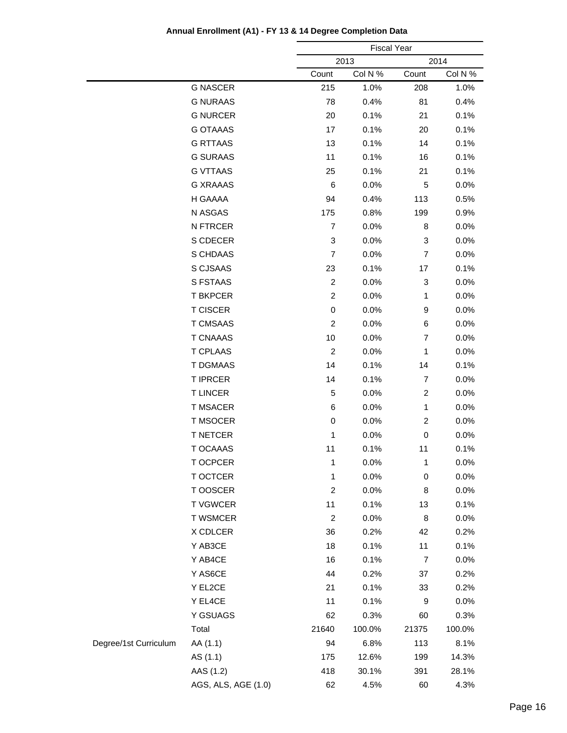**Annual Enrollment (A1) - FY 13 & 14 Degree Completion Data**

| | | Fiscal Year | | | |
|---|---|---|---|---|---|
| | | 2013 | | 2014 | |
| | | Count | Col N % | Count | Col N % |
| | G NASCER | 215 | 1.0% | 208 | 1.0% |
| | G NURAAS | 78 | 0.4% | 81 | 0.4% |
| | G NURCER | 20 | 0.1% | 21 | 0.1% |
| | G OTAAAS | 17 | 0.1% | 20 | 0.1% |
| | G RTTAAS | 13 | 0.1% | 14 | 0.1% |
| | G SURAAS | 11 | 0.1% | 16 | 0.1% |
| | G VTTAAS | 25 | 0.1% | 21 | 0.1% |
| | G XRAAAS | 6 | 0.0% | 5 | 0.0% |
| | H GAAAA | 94 | 0.4% | 113 | 0.5% |
| | N ASGAS | 175 | 0.8% | 199 | 0.9% |
| | N FTRCER | 7 | 0.0% | 8 | 0.0% |
| | S CDECER | 3 | 0.0% | 3 | 0.0% |
| | S CHDAAS | 7 | 0.0% | 7 | 0.0% |
| | S CJSAAS | 23 | 0.1% | 17 | 0.1% |
| | S FSTAAS | 2 | 0.0% | 3 | 0.0% |
| | T BKPCER | 2 | 0.0% | 1 | 0.0% |
| | T CISCER | 0 | 0.0% | 9 | 0.0% |
| | T CMSAAS | 2 | 0.0% | 6 | 0.0% |
| | T CNAAAS | 10 | 0.0% | 7 | 0.0% |
| | T CPLAAS | 2 | 0.0% | 1 | 0.0% |
| | T DGMAAS | 14 | 0.1% | 14 | 0.1% |
| | T IPRCER | 14 | 0.1% | 7 | 0.0% |
| | T LINCER | 5 | 0.0% | 2 | 0.0% |
| | T MSACER | 6 | 0.0% | 1 | 0.0% |
| | T MSOCER | 0 | 0.0% | 2 | 0.0% |
| | T NETCER | 1 | 0.0% | 0 | 0.0% |
| | T OCAAAS | 11 | 0.1% | 11 | 0.1% |
| | T OCPCER | 1 | 0.0% | 1 | 0.0% |
| | T OCTCER | 1 | 0.0% | 0 | 0.0% |
| | T OOSCER | 2 | 0.0% | 8 | 0.0% |
| | T VGWCER | 11 | 0.1% | 13 | 0.1% |
| | T WSMCER | 2 | 0.0% | 8 | 0.0% |
| | X CDLCER | 36 | 0.2% | 42 | 0.2% |
| | Y AB3CE | 18 | 0.1% | 11 | 0.1% |
| | Y AB4CE | 16 | 0.1% | 7 | 0.0% |
| | Y AS6CE | 44 | 0.2% | 37 | 0.2% |
| | Y EL2CE | 21 | 0.1% | 33 | 0.2% |
| | Y EL4CE | 11 | 0.1% | 9 | 0.0% |
| | Y GSUAGS | 62 | 0.3% | 60 | 0.3% |
| | Total | 21640 | 100.0% | 21375 | 100.0% |
| Degree/1st Curriculum | AA (1.1) | 94 | 6.8% | 113 | 8.1% |
| | AS (1.1) | 175 | 12.6% | 199 | 14.3% |
| | AAS (1.2) | 418 | 30.1% | 391 | 28.1% |
| | AGS, ALS, AGE (1.0) | 62 | 4.5% | 60 | 4.3% |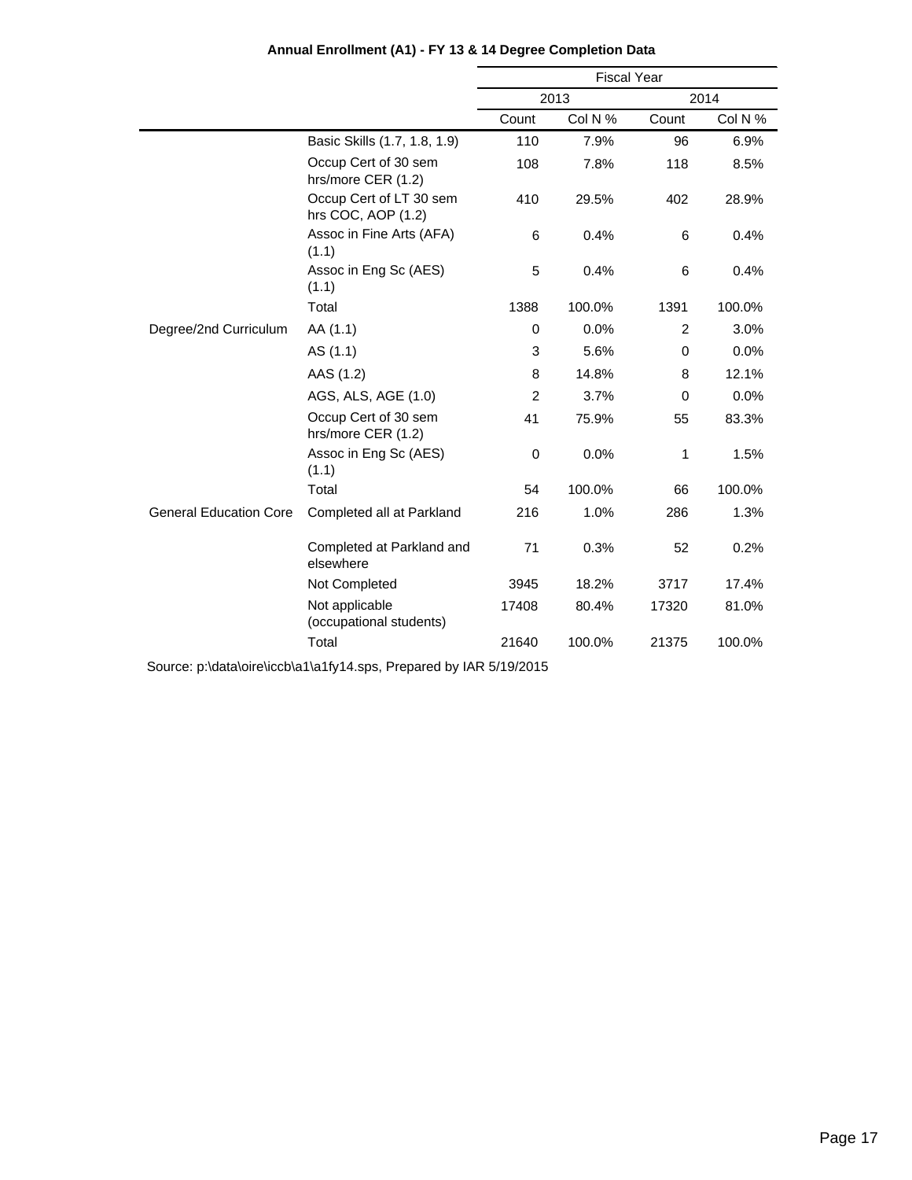**Annual Enrollment (A1) - FY 13 & 14 Degree Completion Data**

| | | Fiscal Year | | | |
|---|---|---|---|---|---|
| | | 2013 | | 2014 | |
| | | Count | Col N % | Count | Col N % |
| | Basic Skills (1.7, 1.8, 1.9) | 110 | 7.9% | 96 | 6.9% |
| | Occup Cert of 30 sem hrs/more CER (1.2) | 108 | 7.8% | 118 | 8.5% |
| | Occup Cert of LT 30 sem hrs COC, AOP (1.2) | 410 | 29.5% | 402 | 28.9% |
| | Assoc in Fine Arts (AFA) (1.1) | 6 | 0.4% | 6 | 0.4% |
| | Assoc in Eng Sc (AES) (1.1) | 5 | 0.4% | 6 | 0.4% |
| | Total | 1388 | 100.0% | 1391 | 100.0% |
| Degree/2nd Curriculum | AA (1.1) | 0 | 0.0% | 2 | 3.0% |
| | AS (1.1) | 3 | 5.6% | 0 | 0.0% |
| | AAS (1.2) | 8 | 14.8% | 8 | 12.1% |
| | AGS, ALS, AGE (1.0) | 2 | 3.7% | 0 | 0.0% |
| | Occup Cert of 30 sem hrs/more CER (1.2) | 41 | 75.9% | 55 | 83.3% |
| | Assoc in Eng Sc (AES) (1.1) | 0 | 0.0% | 1 | 1.5% |
| | Total | 54 | 100.0% | 66 | 100.0% |
| General Education Core | Completed all at Parkland | 216 | 1.0% | 286 | 1.3% |
| | Completed at Parkland and elsewhere | 71 | 0.3% | 52 | 0.2% |
| | Not Completed | 3945 | 18.2% | 3717 | 17.4% |
| | Not applicable (occupational students) | 17408 | 80.4% | 17320 | 81.0% |
| | Total | 21640 | 100.0% | 21375 | 100.0% |

Source: p:\data\oire\iccb\a1\a1fy14.sps, Prepared by IAR 5/19/2015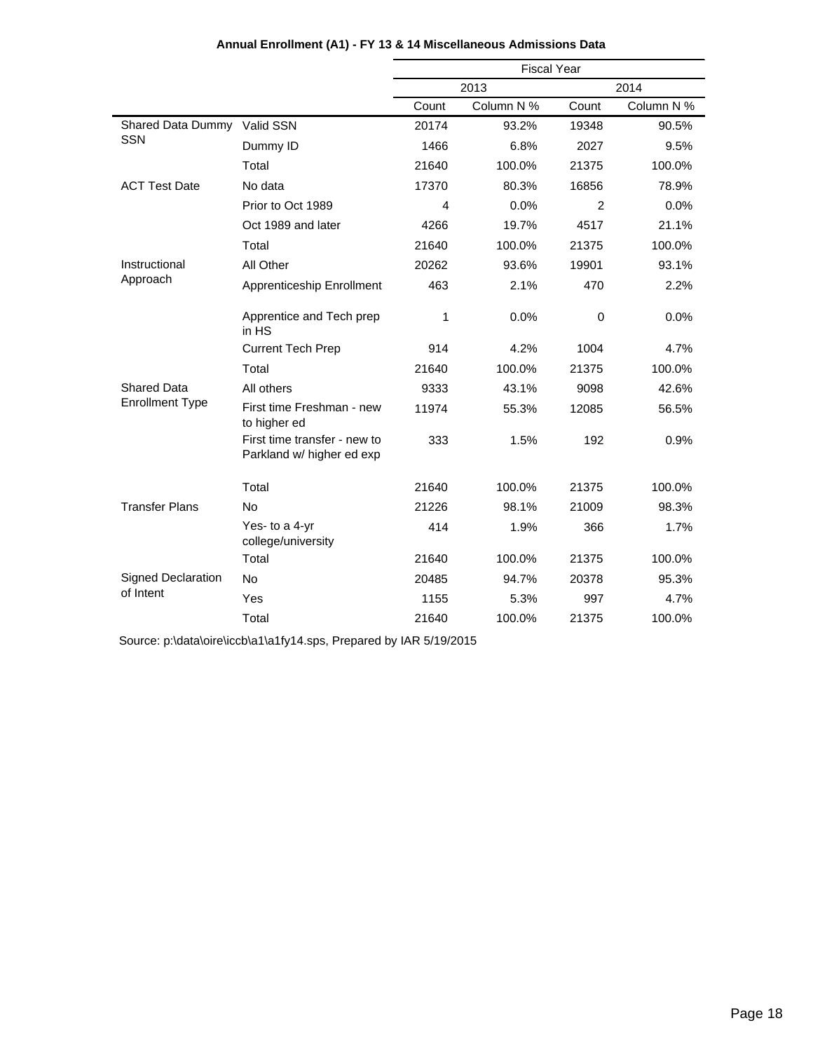**Annual Enrollment (A1) - FY 13 & 14 Miscellaneous Admissions Data**

| | | Fiscal Year | | | |
|---|---|---|---|---|---|
| | | 2013 | | 2014 | |
| | | Count | Column N % | Count | Column N % |
| Shared Data Dummy SSN | Valid SSN | 20174 | 93.2% | 19348 | 90.5% |
| | Dummy ID | 1466 | 6.8% | 2027 | 9.5% |
| | Total | 21640 | 100.0% | 21375 | 100.0% |
| ACT Test Date | No data | 17370 | 80.3% | 16856 | 78.9% |
| | Prior to Oct 1989 | 4 | 0.0% | 2 | 0.0% |
| | Oct 1989 and later | 4266 | 19.7% | 4517 | 21.1% |
| | Total | 21640 | 100.0% | 21375 | 100.0% |
| Instructional Approach | All Other | 20262 | 93.6% | 19901 | 93.1% |
| | Apprenticeship Enrollment | 463 | 2.1% | 470 | 2.2% |
| | Apprentice and Tech prep in HS | 1 | 0.0% | 0 | 0.0% |
| | Current Tech Prep | 914 | 4.2% | 1004 | 4.7% |
| | Total | 21640 | 100.0% | 21375 | 100.0% |
| Shared Data Enrollment Type | All others | 9333 | 43.1% | 9098 | 42.6% |
| | First time Freshman - new to higher ed | 11974 | 55.3% | 12085 | 56.5% |
| | First time transfer - new to Parkland w/ higher ed exp | 333 | 1.5% | 192 | 0.9% |
| | Total | 21640 | 100.0% | 21375 | 100.0% |
| Transfer Plans | No | 21226 | 98.1% | 21009 | 98.3% |
| | Yes- to a 4-yr college/university | 414 | 1.9% | 366 | 1.7% |
| | Total | 21640 | 100.0% | 21375 | 100.0% |
| Signed Declaration of Intent | No | 20485 | 94.7% | 20378 | 95.3% |
| | Yes | 1155 | 5.3% | 997 | 4.7% |
| | Total | 21640 | 100.0% | 21375 | 100.0% |

Source: p:\data\oire\iccb\a1\a1fy14.sps, Prepared by IAR 5/19/2015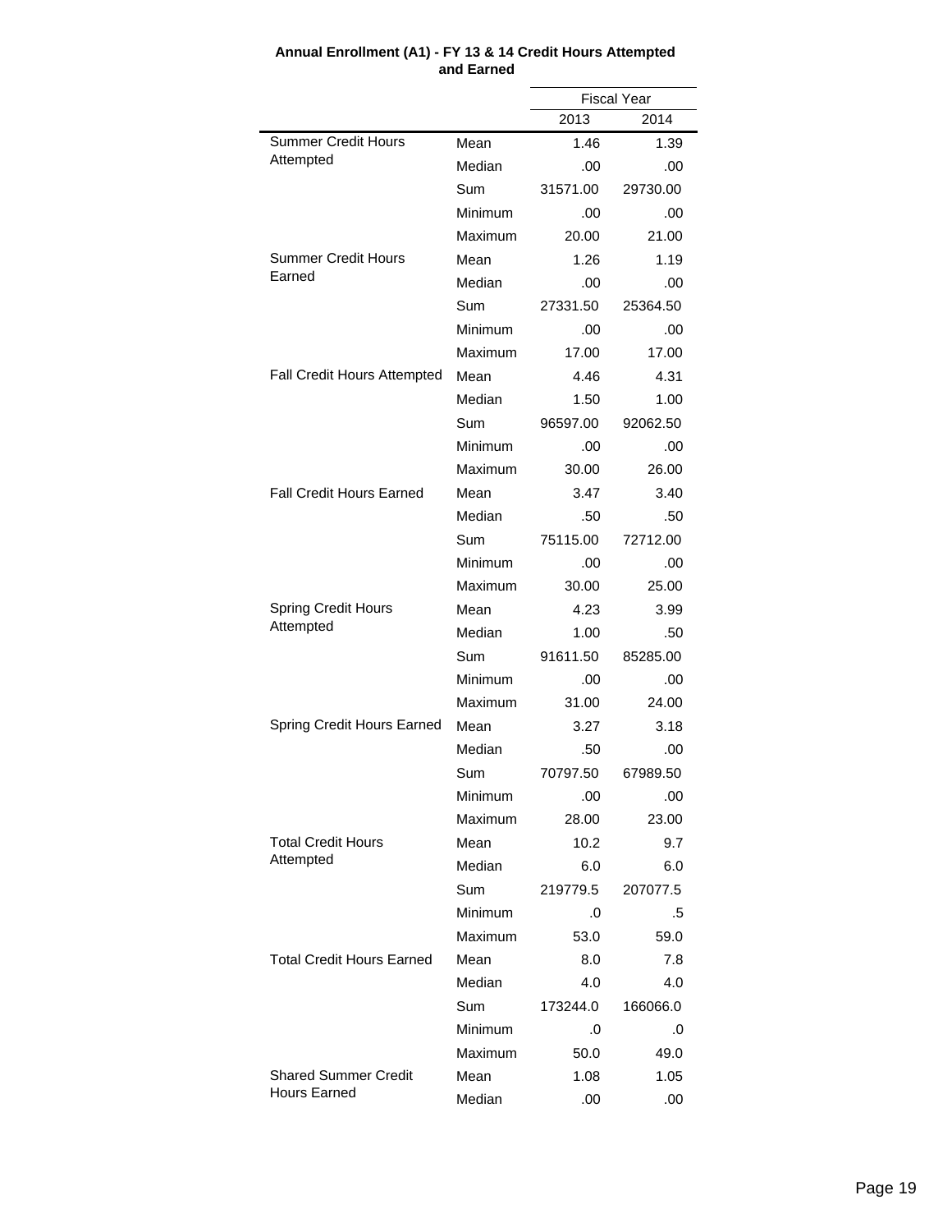**Annual Enrollment (A1) - FY 13 & 14 Credit Hours Attempted and Earned**

| | | Fiscal Year | |
|---|---|---|---|
| | | 2013 | 2014 |
| Summer Credit Hours Attempted | Mean | 1.46 | 1.39 |
| | Median | .00 | .00 |
| | Sum | 31571.00 | 29730.00 |
| | Minimum | .00 | .00 |
| | Maximum | 20.00 | 21.00 |
| Summer Credit Hours Earned | Mean | 1.26 | 1.19 |
| | Median | .00 | .00 |
| | Sum | 27331.50 | 25364.50 |
| | Minimum | .00 | .00 |
| | Maximum | 17.00 | 17.00 |
| Fall Credit Hours Attempted | Mean | 4.46 | 4.31 |
| | Median | 1.50 | 1.00 |
| | Sum | 96597.00 | 92062.50 |
| | Minimum | .00 | .00 |
| | Maximum | 30.00 | 26.00 |
| Fall Credit Hours Earned | Mean | 3.47 | 3.40 |
| | Median | .50 | .50 |
| | Sum | 75115.00 | 72712.00 |
| | Minimum | .00 | .00 |
| | Maximum | 30.00 | 25.00 |
| Spring Credit Hours Attempted | Mean | 4.23 | 3.99 |
| | Median | 1.00 | .50 |
| | Sum | 91611.50 | 85285.00 |
| | Minimum | .00 | .00 |
| | Maximum | 31.00 | 24.00 |
| Spring Credit Hours Earned | Mean | 3.27 | 3.18 |
| | Median | .50 | .00 |
| | Sum | 70797.50 | 67989.50 |
| | Minimum | .00 | .00 |
| | Maximum | 28.00 | 23.00 |
| Total Credit Hours Attempted | Mean | 10.2 | 9.7 |
| | Median | 6.0 | 6.0 |
| | Sum | 219779.5 | 207077.5 |
| | Minimum | .0 | .5 |
| | Maximum | 53.0 | 59.0 |
| Total Credit Hours Earned | Mean | 8.0 | 7.8 |
| | Median | 4.0 | 4.0 |
| | Sum | 173244.0 | 166066.0 |
| | Minimum | .0 | .0 |
| | Maximum | 50.0 | 49.0 |
| Shared Summer Credit Hours Earned | Mean | 1.08 | 1.05 |
| | Median | .00 | .00 |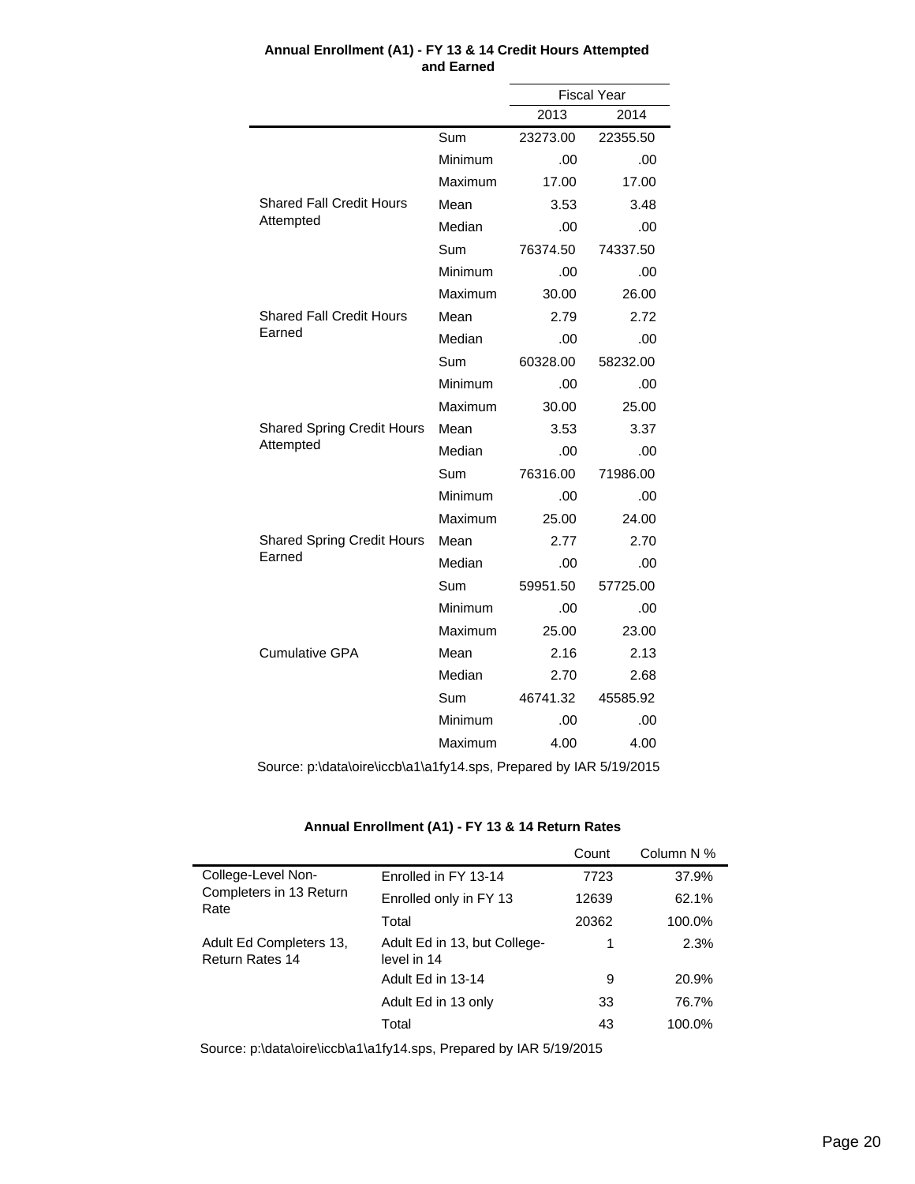**Annual Enrollment (A1) - FY 13 & 14 Credit Hours Attempted and Earned**

| | | Fiscal Year | |
|---|---|---|---|
| | | 2013 | 2014 |
| | Sum | 23273.00 | 22355.50 |
| | Minimum | .00 | .00 |
| | Maximum | 17.00 | 17.00 |
| Shared Fall Credit Hours Attempted | Mean | 3.53 | 3.48 |
| | Median | .00 | .00 |
| | Sum | 76374.50 | 74337.50 |
| | Minimum | .00 | .00 |
| | Maximum | 30.00 | 26.00 |
| Shared Fall Credit Hours Earned | Mean | 2.79 | 2.72 |
| | Median | .00 | .00 |
| | Sum | 60328.00 | 58232.00 |
| | Minimum | .00 | .00 |
| | Maximum | 30.00 | 25.00 |
| Shared Spring Credit Hours Attempted | Mean | 3.53 | 3.37 |
| | Median | .00 | .00 |
| | Sum | 76316.00 | 71986.00 |
| | Minimum | .00 | .00 |
| | Maximum | 25.00 | 24.00 |
| Shared Spring Credit Hours Earned | Mean | 2.77 | 2.70 |
| | Median | .00 | .00 |
| | Sum | 59951.50 | 57725.00 |
| | Minimum | .00 | .00 |
| | Maximum | 25.00 | 23.00 |
| Cumulative GPA | Mean | 2.16 | 2.13 |
| | Median | 2.70 | 2.68 |
| | Sum | 46741.32 | 45585.92 |
| | Minimum | .00 | .00 |
| | Maximum | 4.00 | 4.00 |

Source: p:\data\oire\iccb\a1\a1fy14.sps, Prepared by IAR 5/19/2015

**Annual Enrollment (A1) - FY 13 & 14 Return Rates**

| | | Count | Column N % |
|---|---|---|---|
| College-Level Non-Completers in 13 Return Rate | Enrolled in FY 13-14 | 7723 | 37.9% |
| | Enrolled only in FY 13 | 12639 | 62.1% |
| | Total | 20362 | 100.0% |
| Adult Ed Completers 13, Return Rates 14 | Adult Ed in 13, but College-level in 14 | 1 | 2.3% |
| | Adult Ed in 13-14 | 9 | 20.9% |
| | Adult Ed in 13 only | 33 | 76.7% |
| | Total | 43 | 100.0% |

Source: p:\data\oire\iccb\a1\a1fy14.sps, Prepared by IAR 5/19/2015